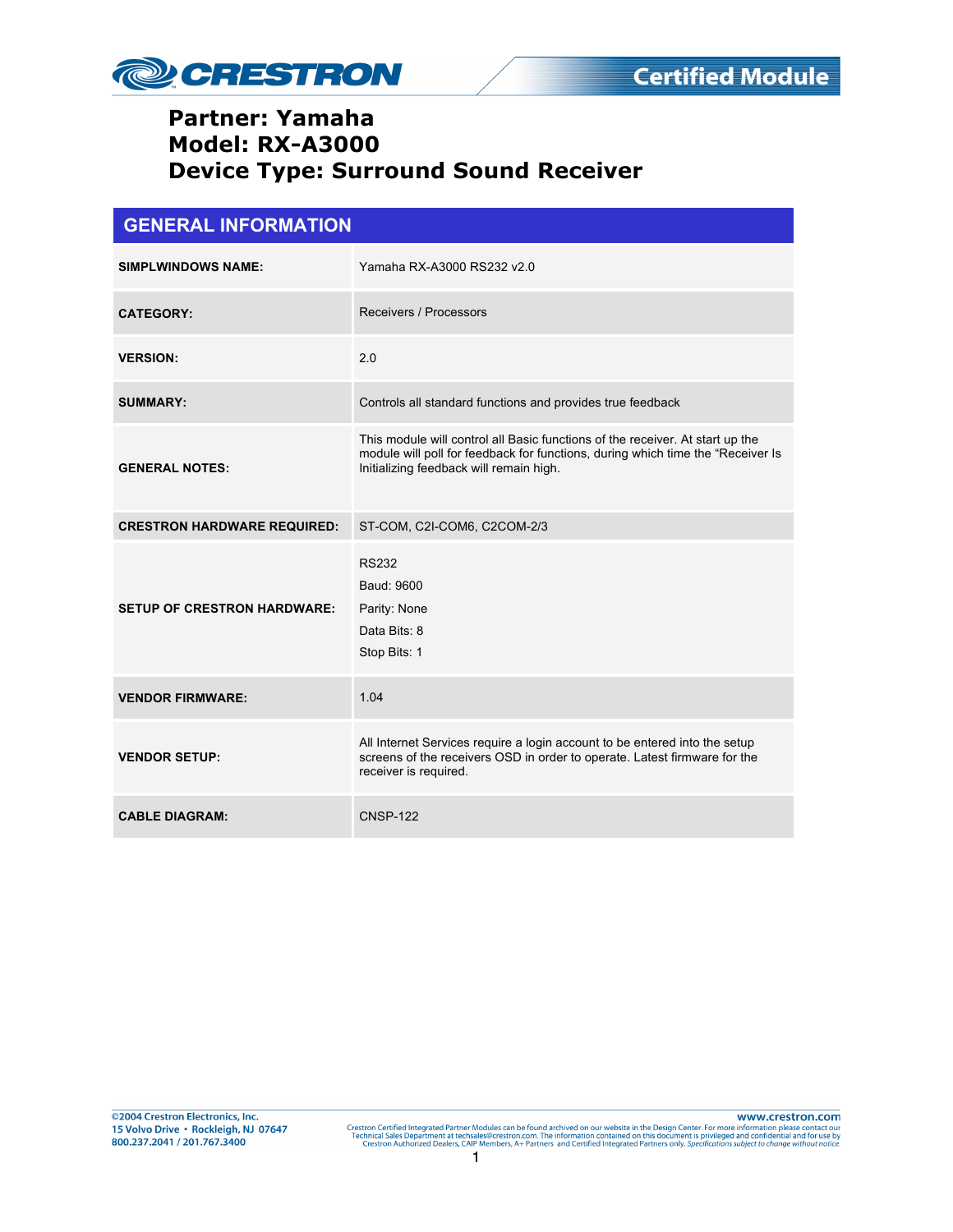# Partner: Yamaha
# Model: RX-A3000
# Device Type: Surround Sound Receiver

## GENERAL INFORMATION

| | |
|---|---|
| **SIMPLWINDOWS NAME:** | Yamaha RX-A3000 RS232 v2.0 |
| **CATEGORY:** | Receivers / Processors |
| **VERSION:** | 2.0 |
| **SUMMARY:** | Controls all standard functions and provides true feedback |
| **GENERAL NOTES:** | This module will control all Basic functions of the receiver. At start up the module will poll for feedback for functions, during which time the "Receiver Is Initializing feedback will remain high. |
| **CRESTRON HARDWARE REQUIRED:** | ST-COM, C2I-COM6, C2COM-2/3 |
| **SETUP OF CRESTRON HARDWARE:** | RS232<br>Baud: 9600<br>Parity: None<br>Data Bits: 8<br>Stop Bits: 1 |
| **VENDOR FIRMWARE:** | 1.04 |
| **VENDOR SETUP:** | All Internet Services require a login account to be entered into the setup screens of the receivers OSD in order to operate. Latest firmware for the receiver is required. |
| **CABLE DIAGRAM:** | CNSP-122 |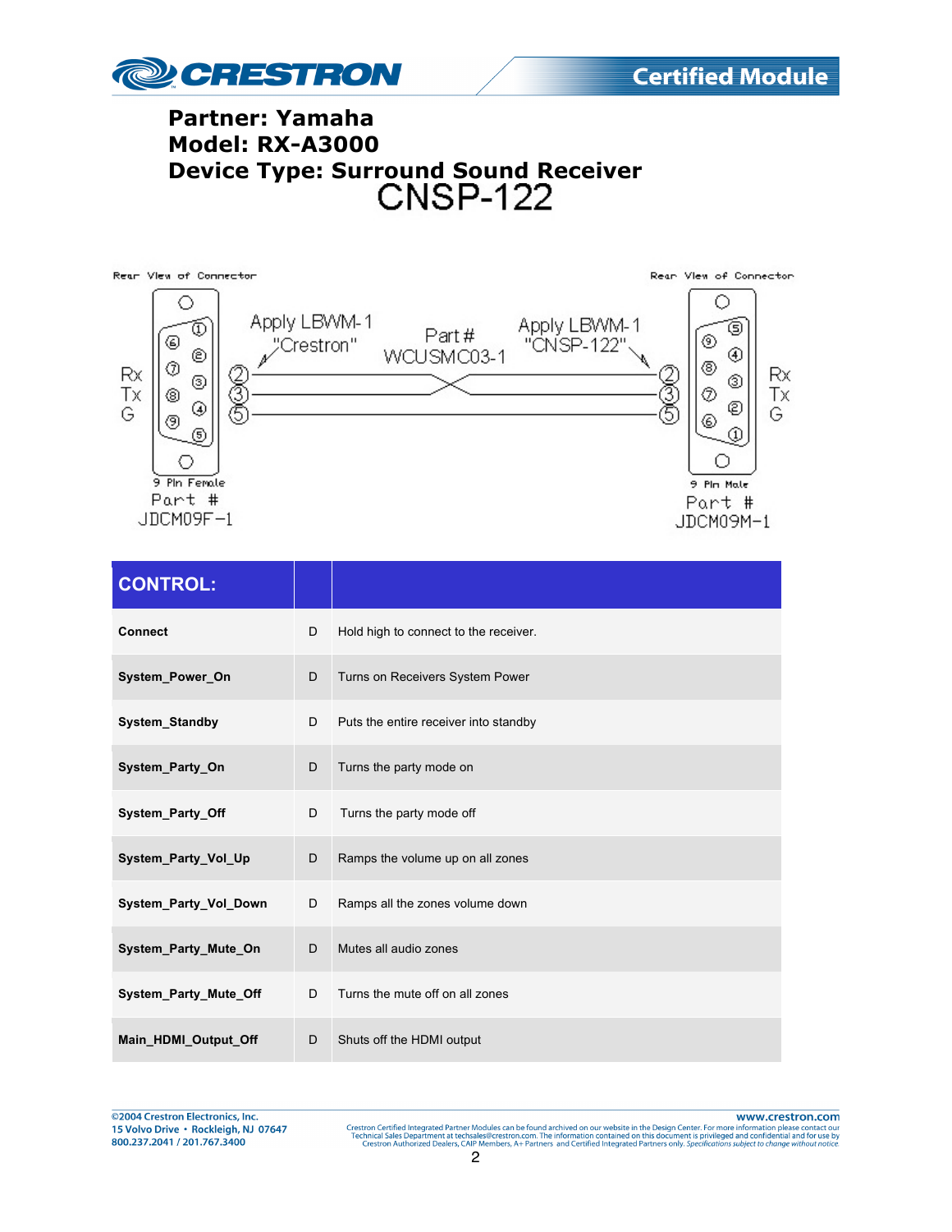**Partner: Yamaha**
**Model: RX-A3000**
**Device Type: Surround Sound Receiver**

CNSP-122

Rear View of Connector

Rx
Tx
G

9 Pin Female
Part #
JDCM09F-1

Apply LBWM-1 "Crestron"

Part # WCUSMC03-1

Apply LBWM-1 "CNSP-122"

Rear View of Connector

Rx
Tx
G

9 Pin Male
Part #
JDCM09M-1

| CONTROL: | | |
|---|---|---|
| **Connect** | D | Hold high to connect to the receiver. |
| **System_Power_On** | D | Turns on Receivers System Power |
| **System_Standby** | D | Puts the entire receiver into standby |
| **System_Party_On** | D | Turns the party mode on |
| **System_Party_Off** | D | Turns the party mode off |
| **System_Party_Vol_Up** | D | Ramps the volume up on all zones |
| **System_Party_Vol_Down** | D | Ramps all the zones volume down |
| **System_Party_Mute_On** | D | Mutes all audio zones |
| **System_Party_Mute_Off** | D | Turns the mute off on all zones |
| **Main_HDMI_Output_Off** | D | Shuts off the HDMI output |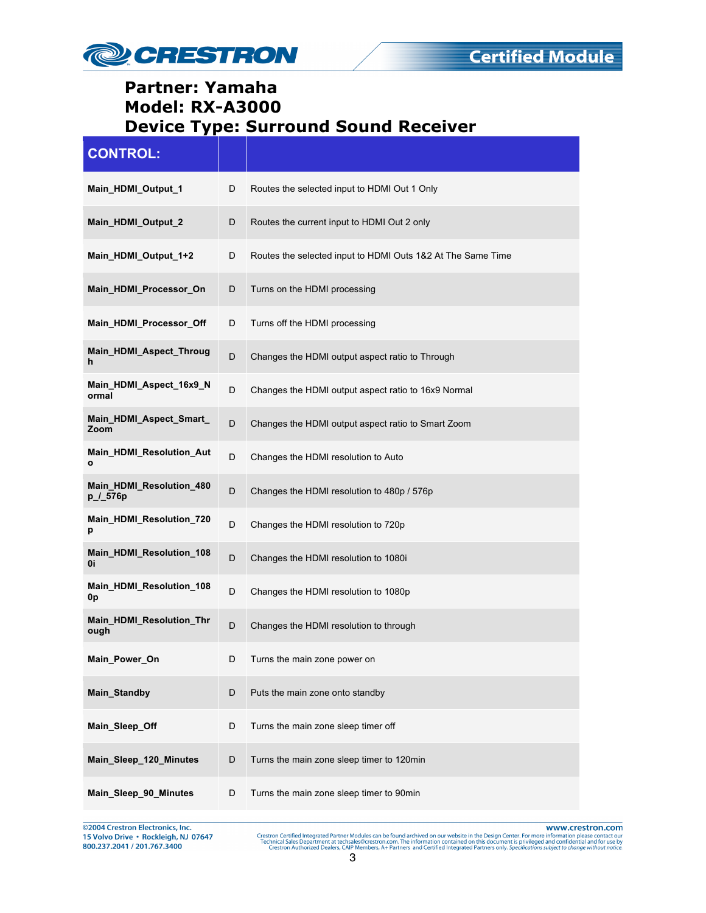# Partner: Yamaha
# Model: RX-A3000
# Device Type: Surround Sound Receiver

| CONTROL: | | |
|---|---|---|
| Main_HDMI_Output_1 | D | Routes the selected input to HDMI Out 1 Only |
| Main_HDMI_Output_2 | D | Routes the current input to HDMI Out 2 only |
| Main_HDMI_Output_1+2 | D | Routes the selected input to HDMI Outs 1&2 At The Same Time |
| Main_HDMI_Processor_On | D | Turns on the HDMI processing |
| Main_HDMI_Processor_Off | D | Turns off the HDMI processing |
| Main_HDMI_Aspect_Through | D | Changes the HDMI output aspect ratio to Through |
| Main_HDMI_Aspect_16x9_Normal | D | Changes the HDMI output aspect ratio to 16x9 Normal |
| Main_HDMI_Aspect_Smart_Zoom | D | Changes the HDMI output aspect ratio to Smart Zoom |
| Main_HDMI_Resolution_Auto | D | Changes the HDMI resolution to Auto |
| Main_HDMI_Resolution_480p_/_576p | D | Changes the HDMI resolution to 480p / 576p |
| Main_HDMI_Resolution_720p | D | Changes the HDMI resolution to 720p |
| Main_HDMI_Resolution_1080i | D | Changes the HDMI resolution to 1080i |
| Main_HDMI_Resolution_1080p | D | Changes the HDMI resolution to 1080p |
| Main_HDMI_Resolution_Through | D | Changes the HDMI resolution to through |
| Main_Power_On | D | Turns the main zone power on |
| Main_Standby | D | Puts the main zone onto standby |
| Main_Sleep_Off | D | Turns the main zone sleep timer off |
| Main_Sleep_120_Minutes | D | Turns the main zone sleep timer to 120min |
| Main_Sleep_90_Minutes | D | Turns the main zone sleep timer to 90min |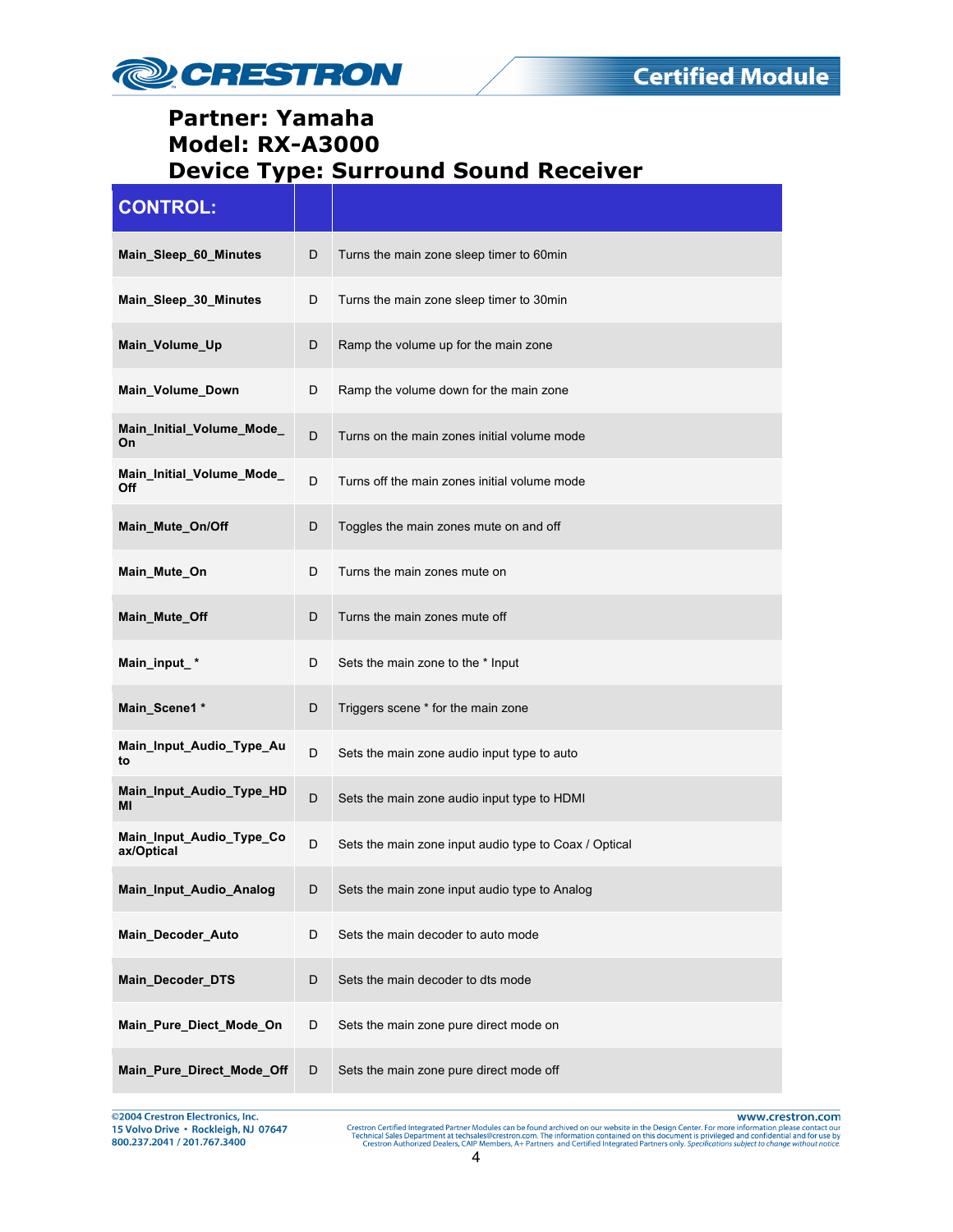# Partner: Yamaha
# Model: RX-A3000
# Device Type: Surround Sound Receiver

| CONTROL: | | |
|---|---|---|
| Main_Sleep_60_Minutes | D | Turns the main zone sleep timer to 60min |
| Main_Sleep_30_Minutes | D | Turns the main zone sleep timer to 30min |
| Main_Volume_Up | D | Ramp the volume up for the main zone |
| Main_Volume_Down | D | Ramp the volume down for the main zone |
| Main_Initial_Volume_Mode_On | D | Turns on the main zones initial volume mode |
| Main_Initial_Volume_Mode_Off | D | Turns off the main zones initial volume mode |
| Main_Mute_On/Off | D | Toggles the main zones mute on and off |
| Main_Mute_On | D | Turns the main zones mute on |
| Main_Mute_Off | D | Turns the main zones mute off |
| Main_input_* | D | Sets the main zone to the * Input |
| Main_Scene1 * | D | Triggers scene * for the main zone |
| Main_Input_Audio_Type_Auto | D | Sets the main zone audio input type to auto |
| Main_Input_Audio_Type_HDMI | D | Sets the main zone audio input type to HDMI |
| Main_Input_Audio_Type_Coax/Optical | D | Sets the main zone input audio type to Coax / Optical |
| Main_Input_Audio_Analog | D | Sets the main zone input audio type to Analog |
| Main_Decoder_Auto | D | Sets the main decoder to auto mode |
| Main_Decoder_DTS | D | Sets the main decoder to dts mode |
| Main_Pure_Diect_Mode_On | D | Sets the main zone pure direct mode on |
| Main_Pure_Direct_Mode_Off | D | Sets the main zone pure direct mode off |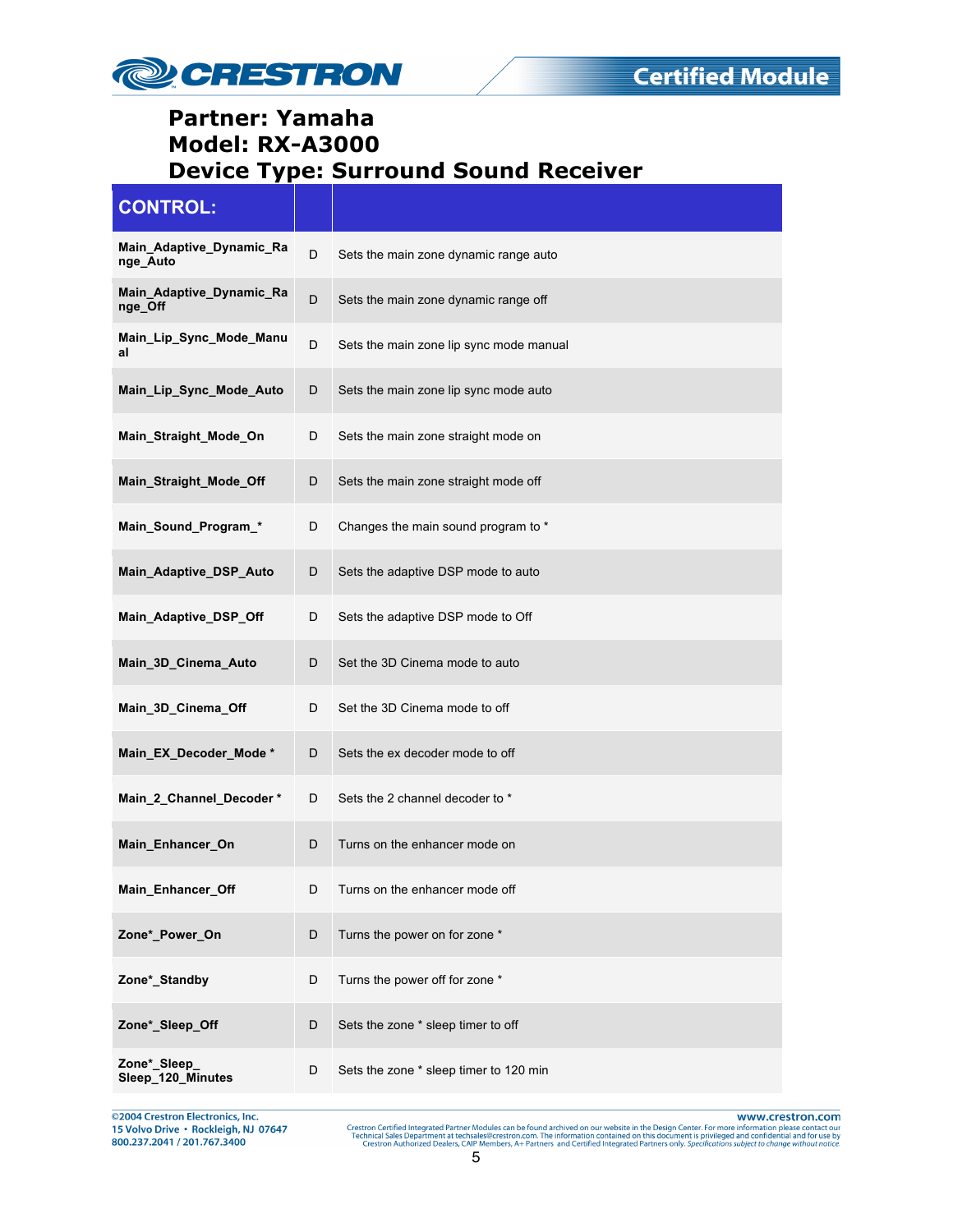**Partner: Yamaha**
**Model: RX-A3000**
**Device Type: Surround Sound Receiver**

| CONTROL: | | |
|---|---|---|
| **Main_Adaptive_Dynamic_Range_Auto** | D | Sets the main zone dynamic range auto |
| **Main_Adaptive_Dynamic_Range_Off** | D | Sets the main zone dynamic range off |
| **Main_Lip_Sync_Mode_Manual** | D | Sets the main zone lip sync mode manual |
| **Main_Lip_Sync_Mode_Auto** | D | Sets the main zone lip sync mode auto |
| **Main_Straight_Mode_On** | D | Sets the main zone straight mode on |
| **Main_Straight_Mode_Off** | D | Sets the main zone straight mode off |
| **Main_Sound_Program_*** | D | Changes the main sound program to * |
| **Main_Adaptive_DSP_Auto** | D | Sets the adaptive DSP mode to auto |
| **Main_Adaptive_DSP_Off** | D | Sets the adaptive DSP mode to Off |
| **Main_3D_Cinema_Auto** | D | Set the 3D Cinema mode to auto |
| **Main_3D_Cinema_Off** | D | Set the 3D Cinema mode to off |
| **Main_EX_Decoder_Mode *** | D | Sets the ex decoder mode to off |
| **Main_2_Channel_Decoder *** | D | Sets the 2 channel decoder to * |
| **Main_Enhancer_On** | D | Turns on the enhancer mode on |
| **Main_Enhancer_Off** | D | Turns on the enhancer mode off |
| **Zone*_Power_On** | D | Turns the power on for zone * |
| **Zone*_Standby** | D | Turns the power off for zone * |
| **Zone*_Sleep_Off** | D | Sets the zone * sleep timer to off |
| **Zone*_Sleep_ Sleep_120_Minutes** | D | Sets the zone * sleep timer to 120 min |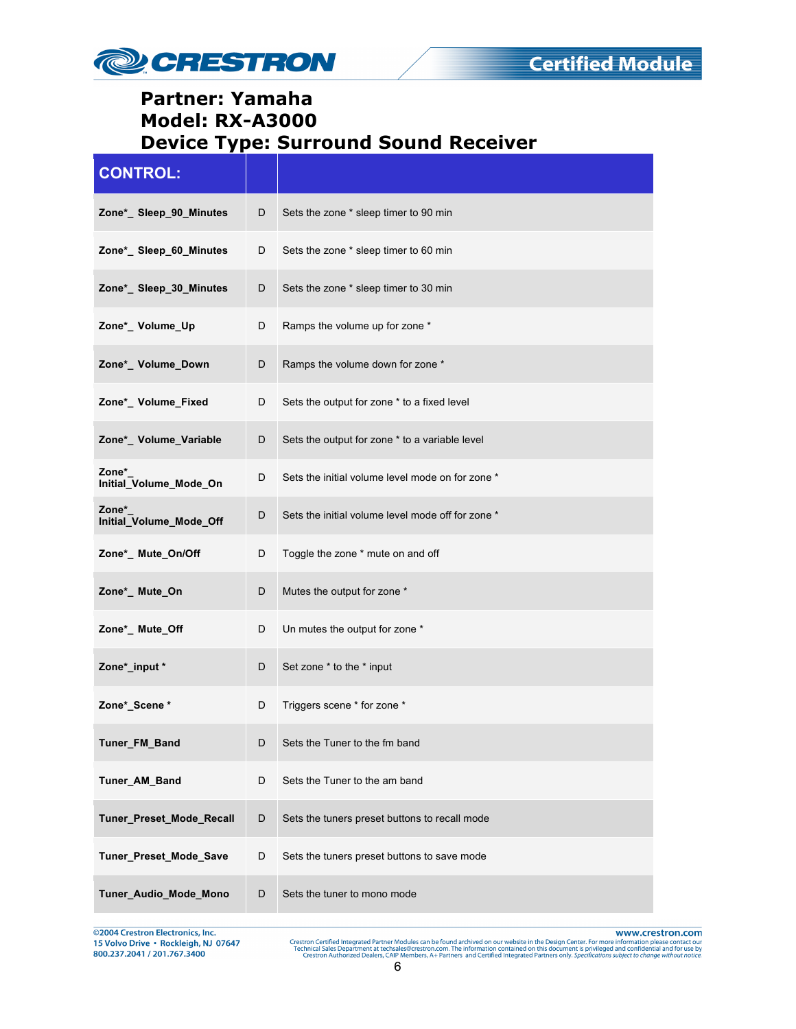# Partner: Yamaha
# Model: RX-A3000
# Device Type: Surround Sound Receiver

| CONTROL: | | |
|---|---|---|
| Zone*_ Sleep_90_Minutes | D | Sets the zone * sleep timer to 90 min |
| Zone*_ Sleep_60_Minutes | D | Sets the zone * sleep timer to 60 min |
| Zone*_ Sleep_30_Minutes | D | Sets the zone * sleep timer to 30 min |
| Zone*_ Volume_Up | D | Ramps the volume up for zone * |
| Zone*_ Volume_Down | D | Ramps the volume down for zone * |
| Zone*_ Volume_Fixed | D | Sets the output for zone * to a fixed level |
| Zone*_ Volume_Variable | D | Sets the output for zone * to a variable level |
| Zone*_ Initial_Volume_Mode_On | D | Sets the initial volume level mode on for zone * |
| Zone*_ Initial_Volume_Mode_Off | D | Sets the initial volume level mode off for zone * |
| Zone*_ Mute_On/Off | D | Toggle the zone * mute on and off |
| Zone*_ Mute_On | D | Mutes the output for zone * |
| Zone*_ Mute_Off | D | Un mutes the output for zone * |
| Zone*_input * | D | Set zone * to the * input |
| Zone*_Scene * | D | Triggers scene * for zone * |
| Tuner_FM_Band | D | Sets the Tuner to the fm band |
| Tuner_AM_Band | D | Sets the Tuner to the am band |
| Tuner_Preset_Mode_Recall | D | Sets the tuners preset buttons to recall mode |
| Tuner_Preset_Mode_Save | D | Sets the tuners preset buttons to save mode |
| Tuner_Audio_Mode_Mono | D | Sets the tuner to mono mode |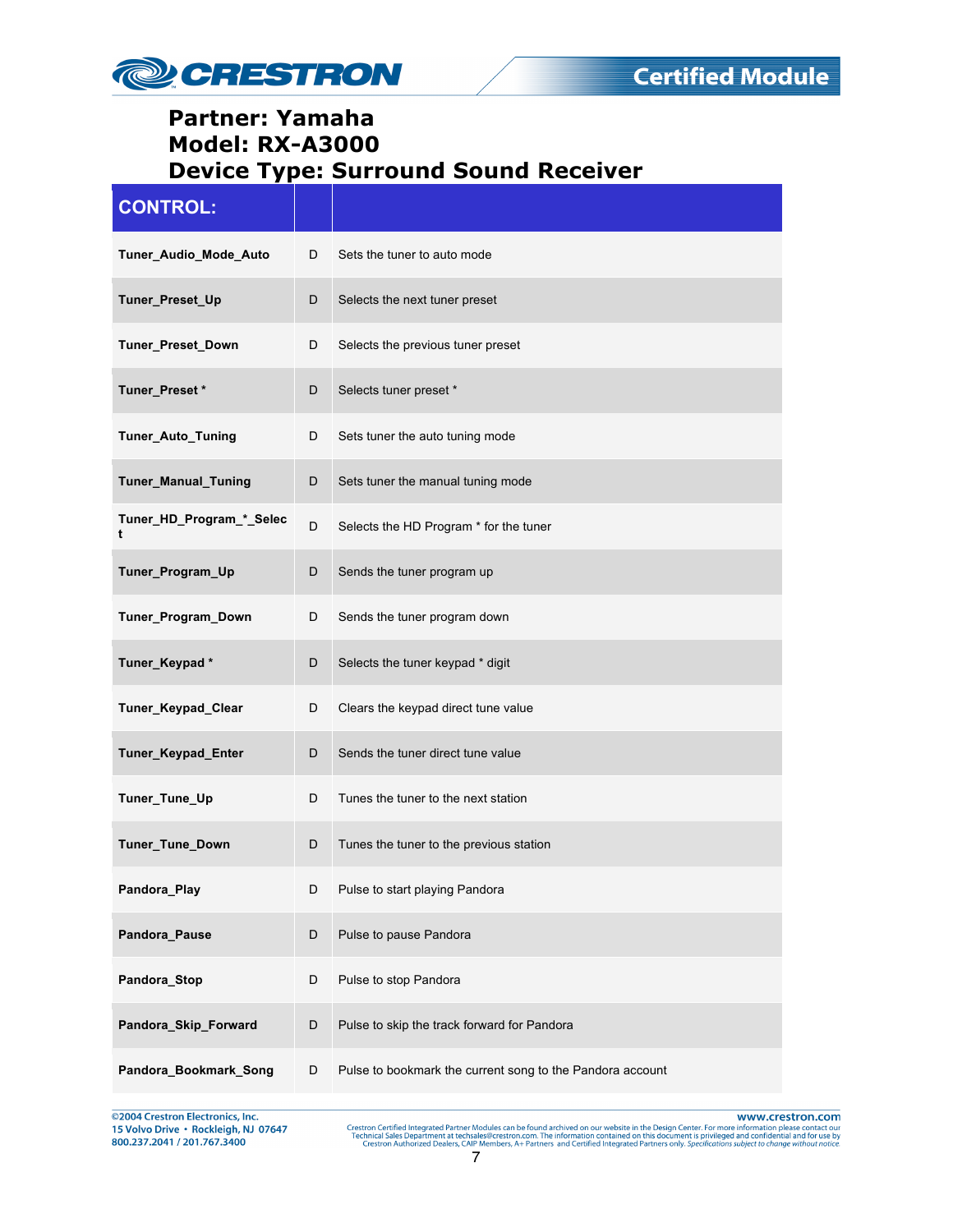# Partner: Yamaha
# Model: RX-A3000
# Device Type: Surround Sound Receiver

| CONTROL: | | |
|---|---|---|
| **Tuner_Audio_Mode_Auto** | D | Sets the tuner to auto mode |
| **Tuner_Preset_Up** | D | Selects the next tuner preset |
| **Tuner_Preset_Down** | D | Selects the previous tuner preset |
| **Tuner_Preset *** | D | Selects tuner preset * |
| **Tuner_Auto_Tuning** | D | Sets tuner the auto tuning mode |
| **Tuner_Manual_Tuning** | D | Sets tuner the manual tuning mode |
| **Tuner_HD_Program_*_Select** | D | Selects the HD Program * for the tuner |
| **Tuner_Program_Up** | D | Sends the tuner program up |
| **Tuner_Program_Down** | D | Sends the tuner program down |
| **Tuner_Keypad *** | D | Selects the tuner keypad * digit |
| **Tuner_Keypad_Clear** | D | Clears the keypad direct tune value |
| **Tuner_Keypad_Enter** | D | Sends the tuner direct tune value |
| **Tuner_Tune_Up** | D | Tunes the tuner to the next station |
| **Tuner_Tune_Down** | D | Tunes the tuner to the previous station |
| **Pandora_Play** | D | Pulse to start playing Pandora |
| **Pandora_Pause** | D | Pulse to pause Pandora |
| **Pandora_Stop** | D | Pulse to stop Pandora |
| **Pandora_Skip_Forward** | D | Pulse to skip the track forward for Pandora |
| **Pandora_Bookmark_Song** | D | Pulse to bookmark the current song to the Pandora account |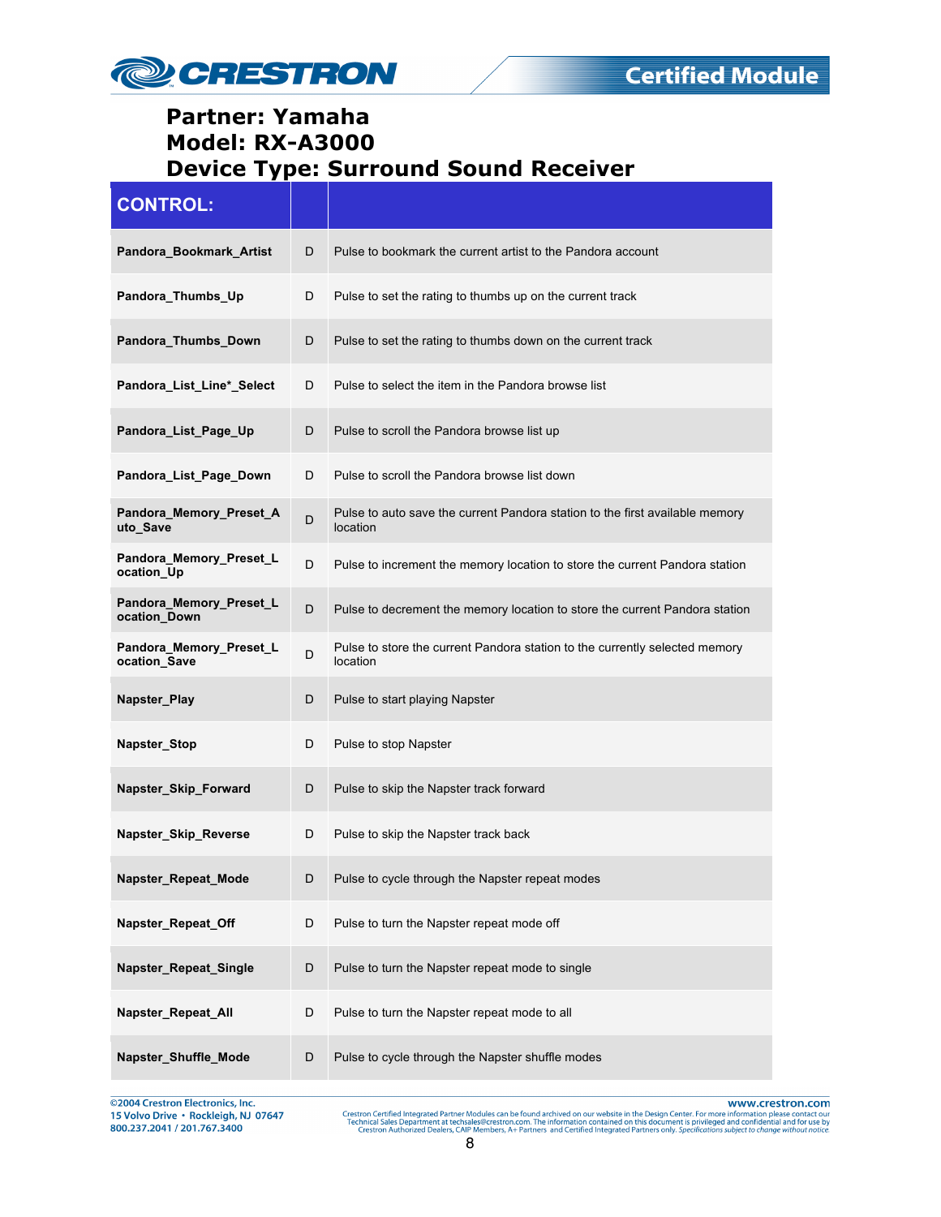# Partner: Yamaha
# Model: RX-A3000
# Device Type: Surround Sound Receiver

| CONTROL: | | |
|---|---|---|
| **Pandora_Bookmark_Artist** | D | Pulse to bookmark the current artist to the Pandora account |
| **Pandora_Thumbs_Up** | D | Pulse to set the rating to thumbs up on the current track |
| **Pandora_Thumbs_Down** | D | Pulse to set the rating to thumbs down on the current track |
| **Pandora_List_Line*_Select** | D | Pulse to select the item in the Pandora browse list |
| **Pandora_List_Page_Up** | D | Pulse to scroll the Pandora browse list up |
| **Pandora_List_Page_Down** | D | Pulse to scroll the Pandora browse list down |
| **Pandora_Memory_Preset_Auto_Save** | D | Pulse to auto save the current Pandora station to the first available memory location |
| **Pandora_Memory_Preset_Location_Up** | D | Pulse to increment the memory location to store the current Pandora station |
| **Pandora_Memory_Preset_Location_Down** | D | Pulse to decrement the memory location to store the current Pandora station |
| **Pandora_Memory_Preset_Location_Save** | D | Pulse to store the current Pandora station to the currently selected memory location |
| **Napster_Play** | D | Pulse to start playing Napster |
| **Napster_Stop** | D | Pulse to stop Napster |
| **Napster_Skip_Forward** | D | Pulse to skip the Napster track forward |
| **Napster_Skip_Reverse** | D | Pulse to skip the Napster track back |
| **Napster_Repeat_Mode** | D | Pulse to cycle through the Napster repeat modes |
| **Napster_Repeat_Off** | D | Pulse to turn the Napster repeat mode off |
| **Napster_Repeat_Single** | D | Pulse to turn the Napster repeat mode to single |
| **Napster_Repeat_All** | D | Pulse to turn the Napster repeat mode to all |
| **Napster_Shuffle_Mode** | D | Pulse to cycle through the Napster shuffle modes |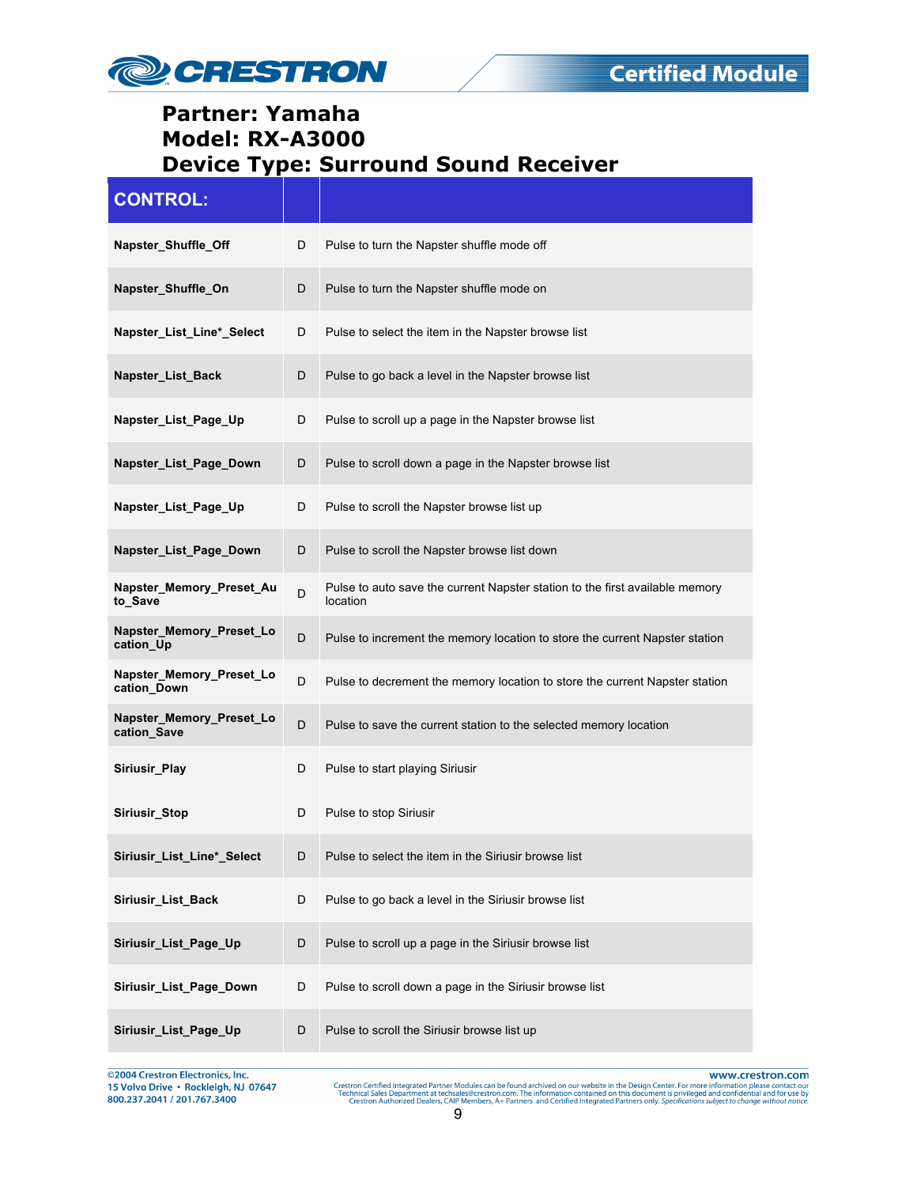**Partner: Yamaha**
**Model: RX-A3000**
**Device Type: Surround Sound Receiver**

| CONTROL: | | |
|---|---|---|
| **Napster_Shuffle_Off** | D | Pulse to turn the Napster shuffle mode off |
| **Napster_Shuffle_On** | D | Pulse to turn the Napster shuffle mode on |
| **Napster_List_Line*_Select** | D | Pulse to select the item in the Napster browse list |
| **Napster_List_Back** | D | Pulse to go back a level in the Napster browse list |
| **Napster_List_Page_Up** | D | Pulse to scroll up a page in the Napster browse list |
| **Napster_List_Page_Down** | D | Pulse to scroll down a page in the Napster browse list |
| **Napster_List_Page_Up** | D | Pulse to scroll the Napster browse list up |
| **Napster_List_Page_Down** | D | Pulse to scroll the Napster browse list down |
| **Napster_Memory_Preset_Auto_Save** | D | Pulse to auto save the current Napster station to the first available memory location |
| **Napster_Memory_Preset_Location_Up** | D | Pulse to increment the memory location to store the current Napster station |
| **Napster_Memory_Preset_Location_Down** | D | Pulse to decrement the memory location to store the current Napster station |
| **Napster_Memory_Preset_Location_Save** | D | Pulse to save the current station to the selected memory location |
| **Siriusir_Play** | D | Pulse to start playing Siriusir |
| **Siriusir_Stop** | D | Pulse to stop Siriusir |
| **Siriusir_List_Line*_Select** | D | Pulse to select the item in the Siriusir browse list |
| **Siriusir_List_Back** | D | Pulse to go back a level in the Siriusir browse list |
| **Siriusir_List_Page_Up** | D | Pulse to scroll up a page in the Siriusir browse list |
| **Siriusir_List_Page_Down** | D | Pulse to scroll down a page in the Siriusir browse list |
| **Siriusir_List_Page_Up** | D | Pulse to scroll the Siriusir browse list up |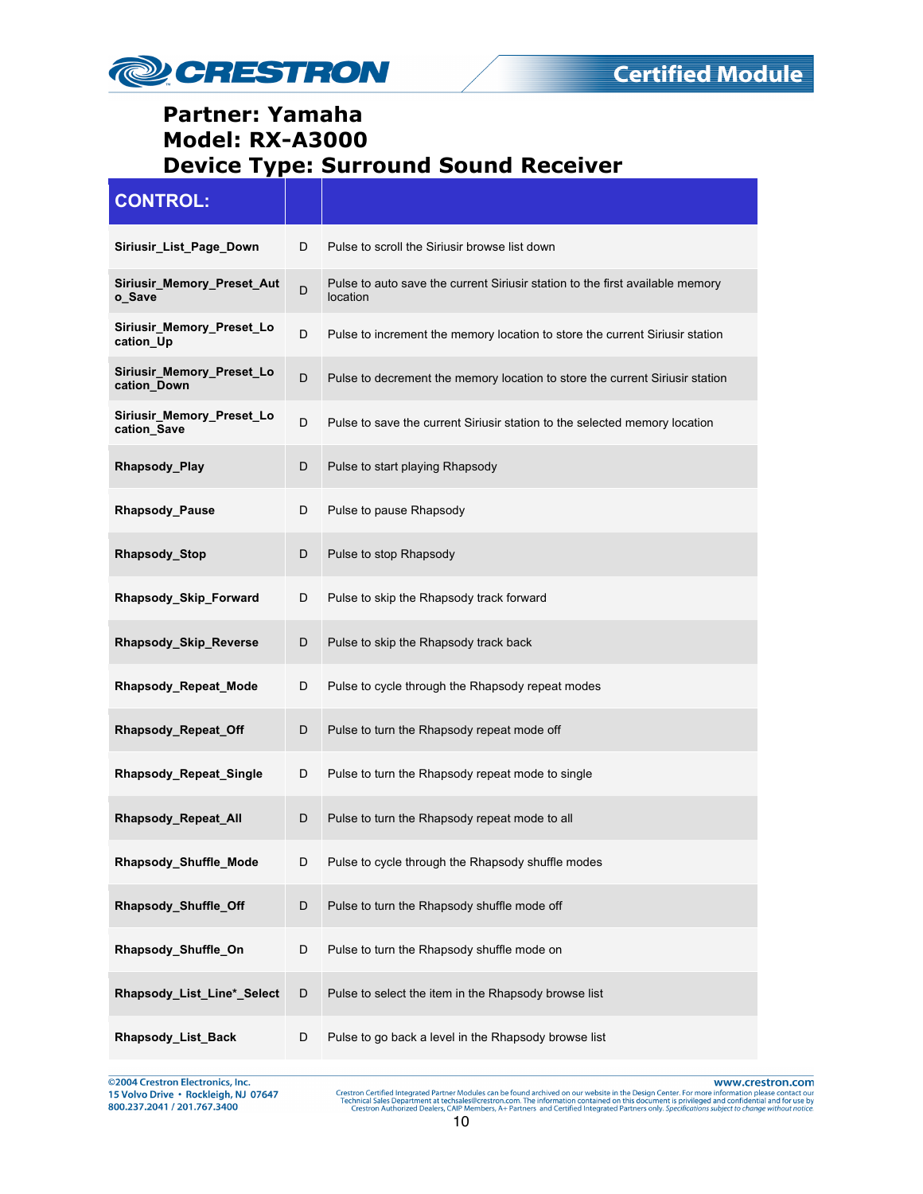# Partner: Yamaha
# Model: RX-A3000
# Device Type: Surround Sound Receiver

| CONTROL: | | |
|---|---|---|
| Siriusir_List_Page_Down | D | Pulse to scroll the Siriusir browse list down |
| Siriusir_Memory_Preset_Auto_Save | D | Pulse to auto save the current Siriusir station to the first available memory location |
| Siriusir_Memory_Preset_Location_Up | D | Pulse to increment the memory location to store the current Siriusir station |
| Siriusir_Memory_Preset_Location_Down | D | Pulse to decrement the memory location to store the current Siriusir station |
| Siriusir_Memory_Preset_Location_Save | D | Pulse to save the current Siriusir station to the selected memory location |
| Rhapsody_Play | D | Pulse to start playing Rhapsody |
| Rhapsody_Pause | D | Pulse to pause Rhapsody |
| Rhapsody_Stop | D | Pulse to stop Rhapsody |
| Rhapsody_Skip_Forward | D | Pulse to skip the Rhapsody track forward |
| Rhapsody_Skip_Reverse | D | Pulse to skip the Rhapsody track back |
| Rhapsody_Repeat_Mode | D | Pulse to cycle through the Rhapsody repeat modes |
| Rhapsody_Repeat_Off | D | Pulse to turn the Rhapsody repeat mode off |
| Rhapsody_Repeat_Single | D | Pulse to turn the Rhapsody repeat mode to single |
| Rhapsody_Repeat_All | D | Pulse to turn the Rhapsody repeat mode to all |
| Rhapsody_Shuffle_Mode | D | Pulse to cycle through the Rhapsody shuffle modes |
| Rhapsody_Shuffle_Off | D | Pulse to turn the Rhapsody shuffle mode off |
| Rhapsody_Shuffle_On | D | Pulse to turn the Rhapsody shuffle mode on |
| Rhapsody_List_Line*_Select | D | Pulse to select the item in the Rhapsody browse list |
| Rhapsody_List_Back | D | Pulse to go back a level in the Rhapsody browse list |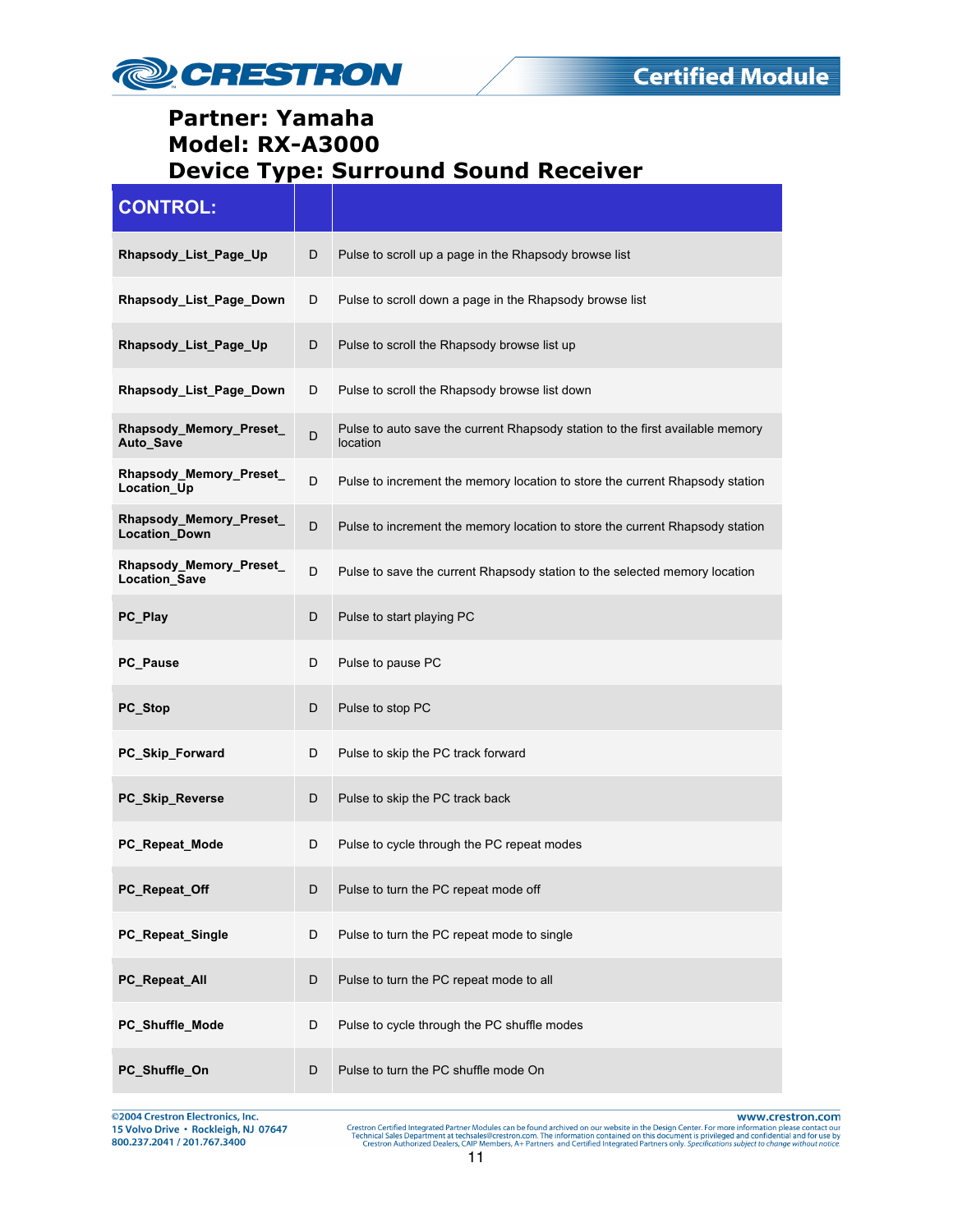**Partner: Yamaha**
**Model: RX-A3000**
**Device Type: Surround Sound Receiver**

| CONTROL: | | |
|---|---|---|
| **Rhapsody_List_Page_Up** | D | Pulse to scroll up a page in the Rhapsody browse list |
| **Rhapsody_List_Page_Down** | D | Pulse to scroll down a page in the Rhapsody browse list |
| **Rhapsody_List_Page_Up** | D | Pulse to scroll the Rhapsody browse list up |
| **Rhapsody_List_Page_Down** | D | Pulse to scroll the Rhapsody browse list down |
| **Rhapsody_Memory_Preset_Auto_Save** | D | Pulse to auto save the current Rhapsody station to the first available memory location |
| **Rhapsody_Memory_Preset_Location_Up** | D | Pulse to increment the memory location to store the current Rhapsody station |
| **Rhapsody_Memory_Preset_Location_Down** | D | Pulse to increment the memory location to store the current Rhapsody station |
| **Rhapsody_Memory_Preset_Location_Save** | D | Pulse to save the current Rhapsody station to the selected memory location |
| **PC_Play** | D | Pulse to start playing PC |
| **PC_Pause** | D | Pulse to pause PC |
| **PC_Stop** | D | Pulse to stop PC |
| **PC_Skip_Forward** | D | Pulse to skip the PC track forward |
| **PC_Skip_Reverse** | D | Pulse to skip the PC track back |
| **PC_Repeat_Mode** | D | Pulse to cycle through the PC repeat modes |
| **PC_Repeat_Off** | D | Pulse to turn the PC repeat mode off |
| **PC_Repeat_Single** | D | Pulse to turn the PC repeat mode to single |
| **PC_Repeat_All** | D | Pulse to turn the PC repeat mode to all |
| **PC_Shuffle_Mode** | D | Pulse to cycle through the PC shuffle modes |
| **PC_Shuffle_On** | D | Pulse to turn the PC shuffle mode On |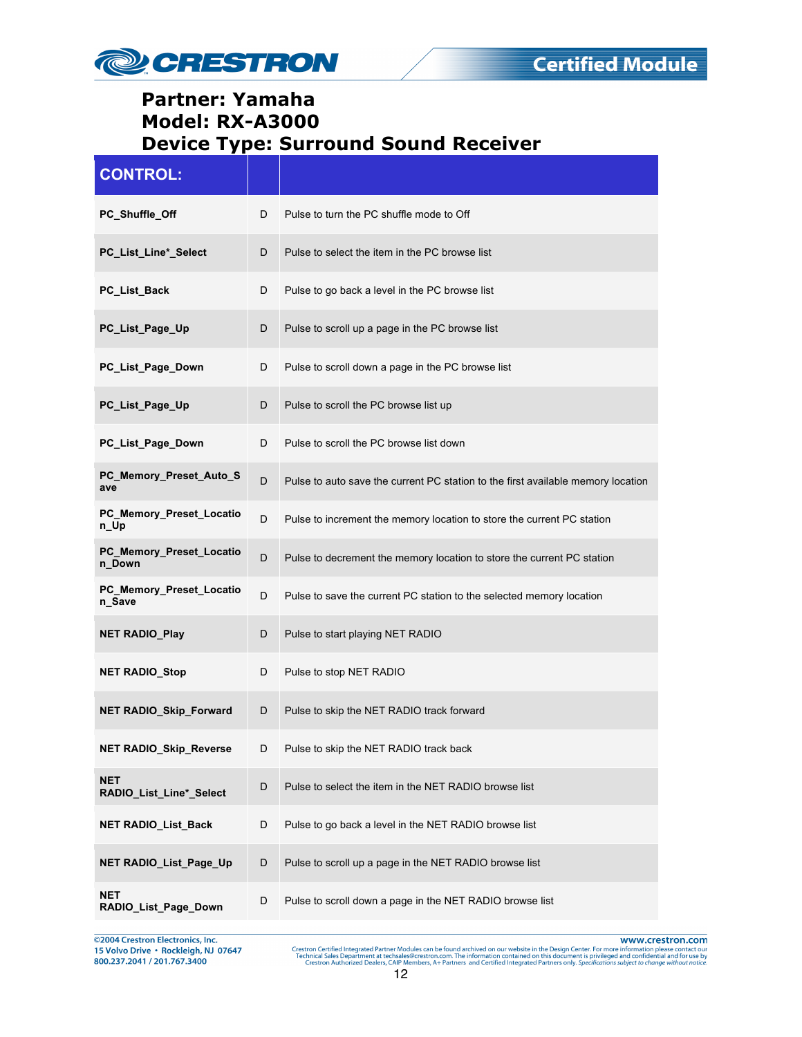**Partner: Yamaha**
**Model: RX-A3000**
**Device Type: Surround Sound Receiver**

| CONTROL: | | |
|---|---|---|
| PC_Shuffle_Off | D | Pulse to turn the PC shuffle mode to Off |
| PC_List_Line*_Select | D | Pulse to select the item in the PC browse list |
| PC_List_Back | D | Pulse to go back a level in the PC browse list |
| PC_List_Page_Up | D | Pulse to scroll up a page in the PC browse list |
| PC_List_Page_Down | D | Pulse to scroll down a page in the PC browse list |
| PC_List_Page_Up | D | Pulse to scroll the PC browse list up |
| PC_List_Page_Down | D | Pulse to scroll the PC browse list down |
| PC_Memory_Preset_Auto_Save | D | Pulse to auto save the current PC station to the first available memory location |
| PC_Memory_Preset_Location_Up | D | Pulse to increment the memory location to store the current PC station |
| PC_Memory_Preset_Location_Down | D | Pulse to decrement the memory location to store the current PC station |
| PC_Memory_Preset_Location_Save | D | Pulse to save the current PC station to the selected memory location |
| NET RADIO_Play | D | Pulse to start playing NET RADIO |
| NET RADIO_Stop | D | Pulse to stop NET RADIO |
| NET RADIO_Skip_Forward | D | Pulse to skip the NET RADIO track forward |
| NET RADIO_Skip_Reverse | D | Pulse to skip the NET RADIO track back |
| NET RADIO_List_Line*_Select | D | Pulse to select the item in the NET RADIO browse list |
| NET RADIO_List_Back | D | Pulse to go back a level in the NET RADIO browse list |
| NET RADIO_List_Page_Up | D | Pulse to scroll up a page in the NET RADIO browse list |
| NET RADIO_List_Page_Down | D | Pulse to scroll down a page in the NET RADIO browse list |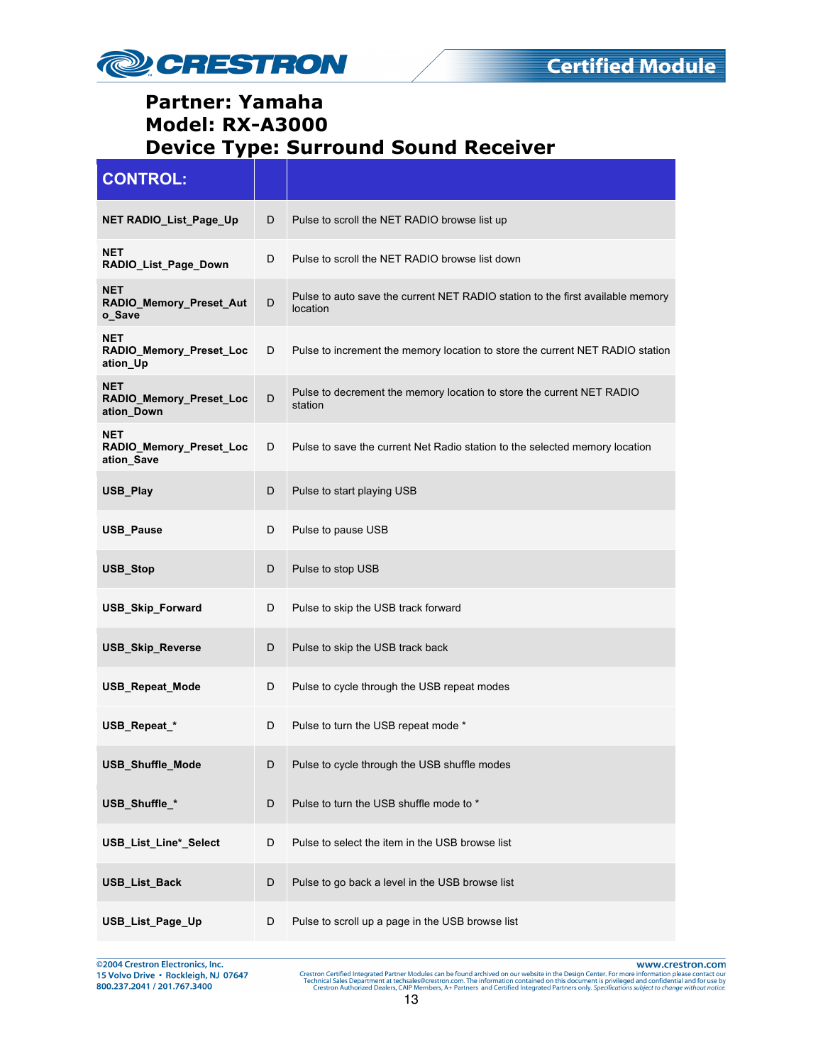# Partner: Yamaha
# Model: RX-A3000
# Device Type: Surround Sound Receiver

| CONTROL: | | |
|---|---|---|
| NET RADIO_List_Page_Up | D | Pulse to scroll the NET RADIO browse list up |
| NET RADIO_List_Page_Down | D | Pulse to scroll the NET RADIO browse list down |
| NET RADIO_Memory_Preset_Auto_Save | D | Pulse to auto save the current NET RADIO station to the first available memory location |
| NET RADIO_Memory_Preset_Location_Up | D | Pulse to increment the memory location to store the current NET RADIO station |
| NET RADIO_Memory_Preset_Location_Down | D | Pulse to decrement the memory location to store the current NET RADIO station |
| NET RADIO_Memory_Preset_Location_Save | D | Pulse to save the current Net Radio station to the selected memory location |
| USB_Play | D | Pulse to start playing USB |
| USB_Pause | D | Pulse to pause USB |
| USB_Stop | D | Pulse to stop USB |
| USB_Skip_Forward | D | Pulse to skip the USB track forward |
| USB_Skip_Reverse | D | Pulse to skip the USB track back |
| USB_Repeat_Mode | D | Pulse to cycle through the USB repeat modes |
| USB_Repeat_* | D | Pulse to turn the USB repeat mode * |
| USB_Shuffle_Mode | D | Pulse to cycle through the USB shuffle modes |
| USB_Shuffle_* | D | Pulse to turn the USB shuffle mode to * |
| USB_List_Line*_Select | D | Pulse to select the item in the USB browse list |
| USB_List_Back | D | Pulse to go back a level in the USB browse list |
| USB_List_Page_Up | D | Pulse to scroll up a page in the USB browse list |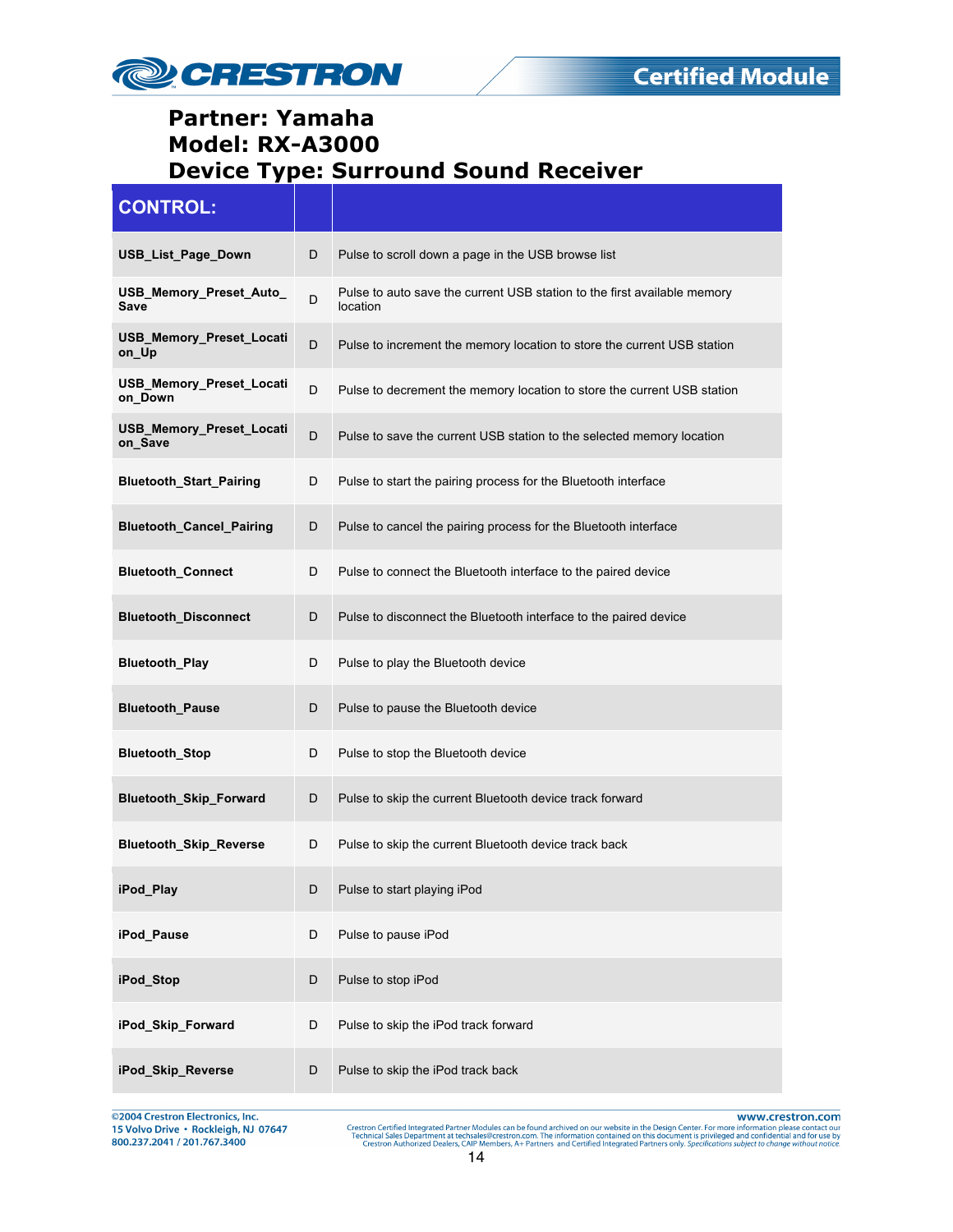**Partner: Yamaha**
**Model: RX-A3000**
**Device Type: Surround Sound Receiver**

| CONTROL: | | |
|---|---|---|
| **USB_List_Page_Down** | D | Pulse to scroll down a page in the USB browse list |
| **USB_Memory_Preset_Auto_Save** | D | Pulse to auto save the current USB station to the first available memory location |
| **USB_Memory_Preset_Location_Up** | D | Pulse to increment the memory location to store the current USB station |
| **USB_Memory_Preset_Location_Down** | D | Pulse to decrement the memory location to store the current USB station |
| **USB_Memory_Preset_Location_Save** | D | Pulse to save the current USB station to the selected memory location |
| **Bluetooth_Start_Pairing** | D | Pulse to start the pairing process for the Bluetooth interface |
| **Bluetooth_Cancel_Pairing** | D | Pulse to cancel the pairing process for the Bluetooth interface |
| **Bluetooth_Connect** | D | Pulse to connect the Bluetooth interface to the paired device |
| **Bluetooth_Disconnect** | D | Pulse to disconnect the Bluetooth interface to the paired device |
| **Bluetooth_Play** | D | Pulse to play the Bluetooth device |
| **Bluetooth_Pause** | D | Pulse to pause the Bluetooth device |
| **Bluetooth_Stop** | D | Pulse to stop the Bluetooth device |
| **Bluetooth_Skip_Forward** | D | Pulse to skip the current Bluetooth device track forward |
| **Bluetooth_Skip_Reverse** | D | Pulse to skip the current Bluetooth device track back |
| **iPod_Play** | D | Pulse to start playing iPod |
| **iPod_Pause** | D | Pulse to pause iPod |
| **iPod_Stop** | D | Pulse to stop iPod |
| **iPod_Skip_Forward** | D | Pulse to skip the iPod track forward |
| **iPod_Skip_Reverse** | D | Pulse to skip the iPod track back |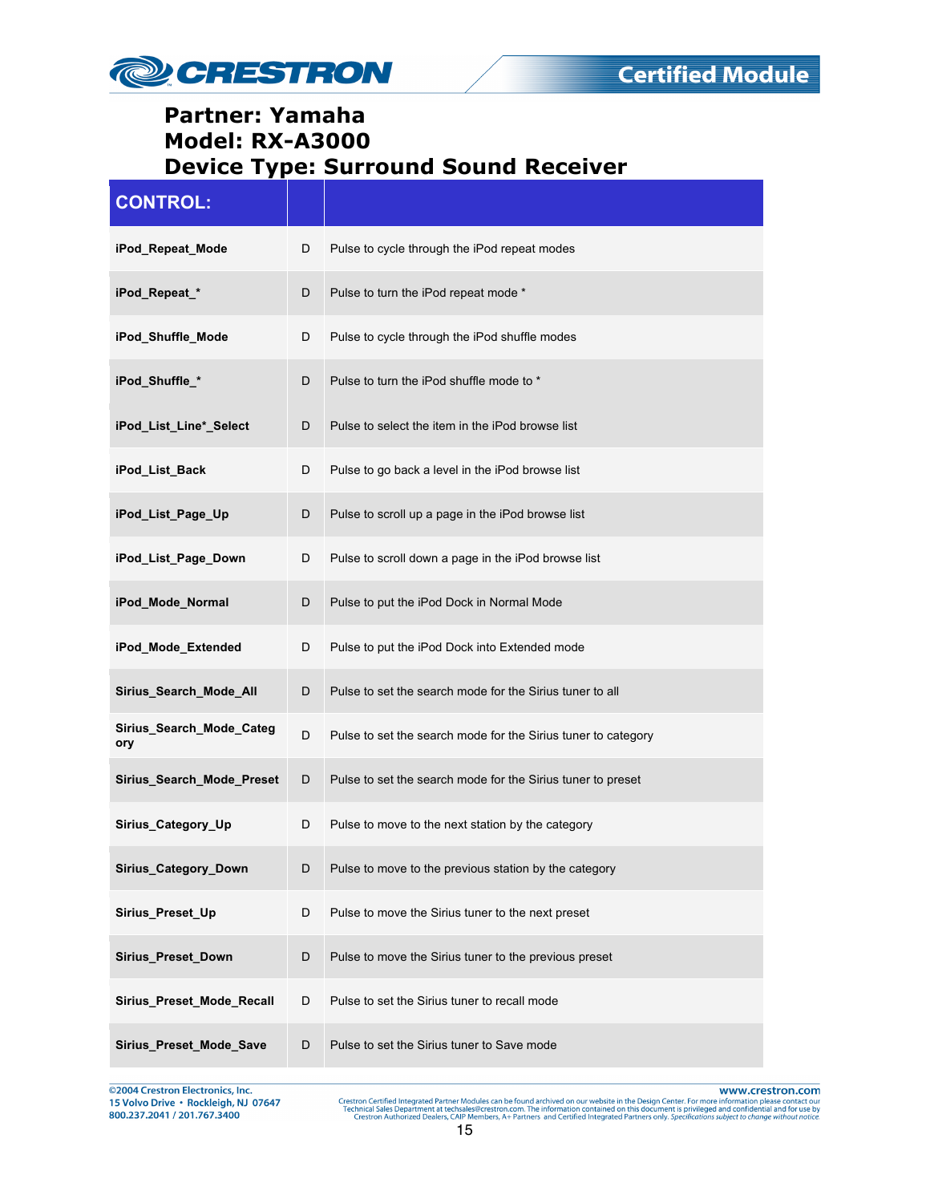**Partner: Yamaha**
**Model: RX-A3000**
**Device Type: Surround Sound Receiver**

| CONTROL: | | |
|---|---|---|
| **iPod_Repeat_Mode** | D | Pulse to cycle through the iPod repeat modes |
| **iPod_Repeat_*** | D | Pulse to turn the iPod repeat mode * |
| **iPod_Shuffle_Mode** | D | Pulse to cycle through the iPod shuffle modes |
| **iPod_Shuffle_*** | D | Pulse to turn the iPod shuffle mode to * |
| **iPod_List_Line*_Select** | D | Pulse to select the item in the iPod browse list |
| **iPod_List_Back** | D | Pulse to go back a level in the iPod browse list |
| **iPod_List_Page_Up** | D | Pulse to scroll up a page in the iPod browse list |
| **iPod_List_Page_Down** | D | Pulse to scroll down a page in the iPod browse list |
| **iPod_Mode_Normal** | D | Pulse to put the iPod Dock in Normal Mode |
| **iPod_Mode_Extended** | D | Pulse to put the iPod Dock into Extended mode |
| **Sirius_Search_Mode_All** | D | Pulse to set the search mode for the Sirius tuner to all |
| **Sirius_Search_Mode_Category** | D | Pulse to set the search mode for the Sirius tuner to category |
| **Sirius_Search_Mode_Preset** | D | Pulse to set the search mode for the Sirius tuner to preset |
| **Sirius_Category_Up** | D | Pulse to move to the next station by the category |
| **Sirius_Category_Down** | D | Pulse to move to the previous station by the category |
| **Sirius_Preset_Up** | D | Pulse to move the Sirius tuner to the next preset |
| **Sirius_Preset_Down** | D | Pulse to move the Sirius tuner to the previous preset |
| **Sirius_Preset_Mode_Recall** | D | Pulse to set the Sirius tuner to recall mode |
| **Sirius_Preset_Mode_Save** | D | Pulse to set the Sirius tuner to Save mode |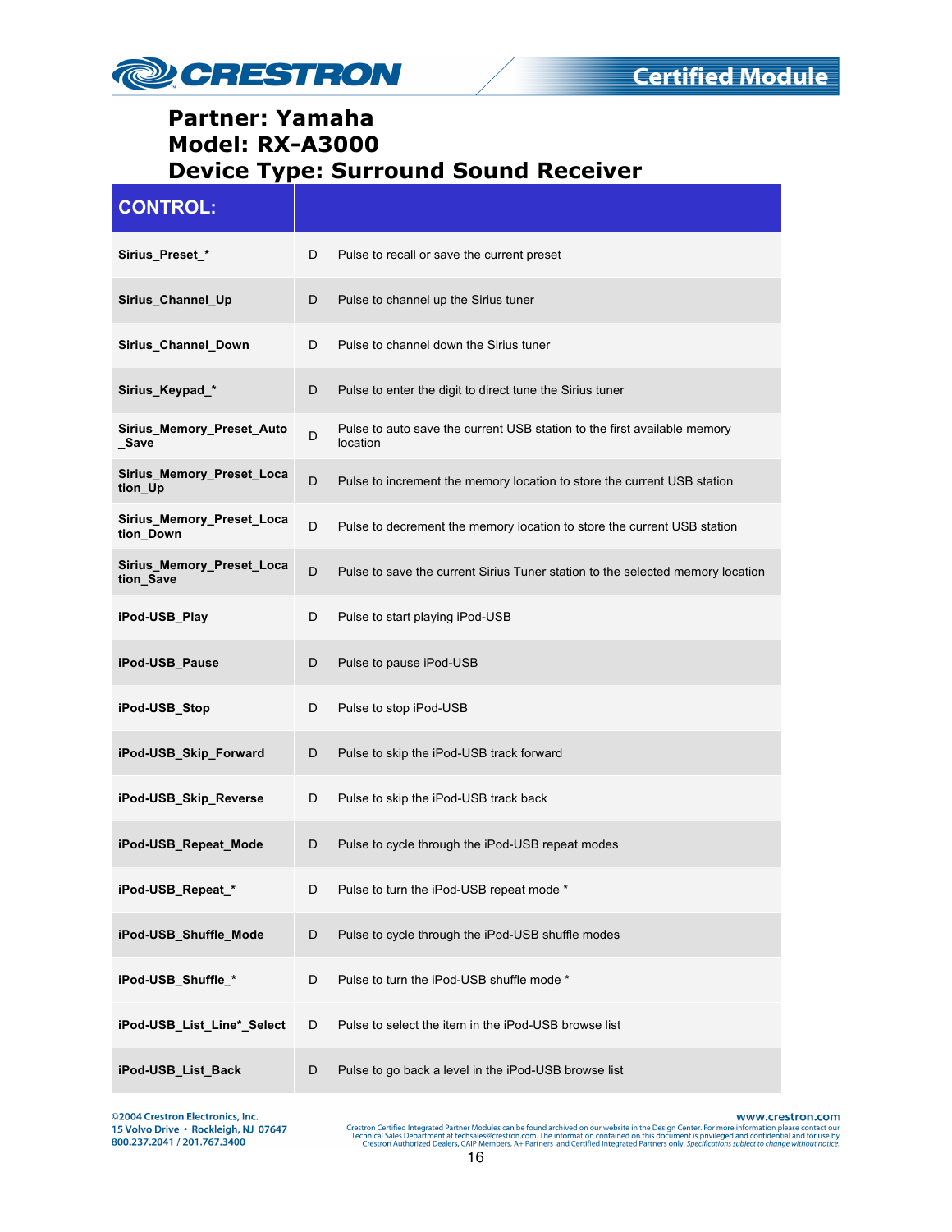**Partner: Yamaha**
**Model: RX-A3000**
**Device Type: Surround Sound Receiver**

| CONTROL: | | |
|---|---|---|
| **Sirius_Preset_*** | D | Pulse to recall or save the current preset |
| **Sirius_Channel_Up** | D | Pulse to channel up the Sirius tuner |
| **Sirius_Channel_Down** | D | Pulse to channel down the Sirius tuner |
| **Sirius_Keypad_*** | D | Pulse to enter the digit to direct tune the Sirius tuner |
| **Sirius_Memory_Preset_Auto_Save** | D | Pulse to auto save the current USB station to the first available memory location |
| **Sirius_Memory_Preset_Location_Up** | D | Pulse to increment the memory location to store the current USB station |
| **Sirius_Memory_Preset_Location_Down** | D | Pulse to decrement the memory location to store the current USB station |
| **Sirius_Memory_Preset_Location_Save** | D | Pulse to save the current Sirius Tuner station to the selected memory location |
| **iPod-USB_Play** | D | Pulse to start playing iPod-USB |
| **iPod-USB_Pause** | D | Pulse to pause iPod-USB |
| **iPod-USB_Stop** | D | Pulse to stop iPod-USB |
| **iPod-USB_Skip_Forward** | D | Pulse to skip the iPod-USB track forward |
| **iPod-USB_Skip_Reverse** | D | Pulse to skip the iPod-USB track back |
| **iPod-USB_Repeat_Mode** | D | Pulse to cycle through the iPod-USB repeat modes |
| **iPod-USB_Repeat_*** | D | Pulse to turn the iPod-USB repeat mode * |
| **iPod-USB_Shuffle_Mode** | D | Pulse to cycle through the iPod-USB shuffle modes |
| **iPod-USB_Shuffle_*** | D | Pulse to turn the iPod-USB shuffle mode * |
| **iPod-USB_List_Line*_Select** | D | Pulse to select the item in the iPod-USB browse list |
| **iPod-USB_List_Back** | D | Pulse to go back a level in the iPod-USB browse list |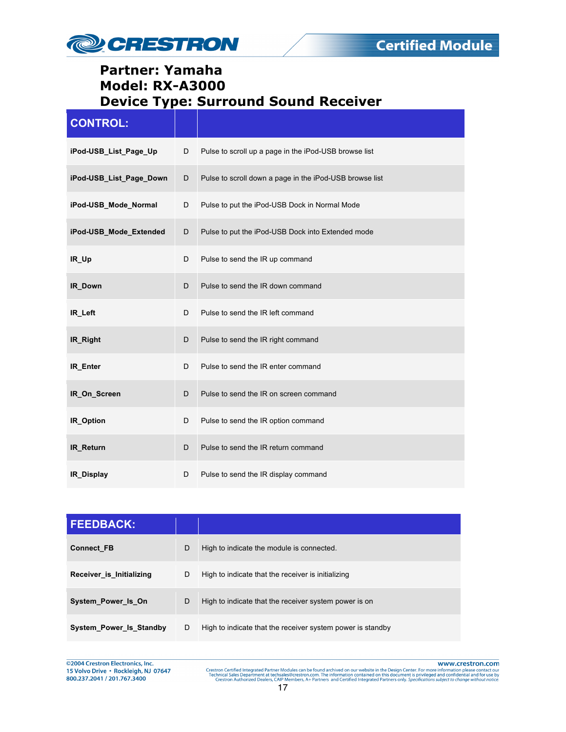**Partner: Yamaha**
**Model: RX-A3000**
**Device Type: Surround Sound Receiver**

| CONTROL: | | |
|---|---|---|
| iPod-USB_List_Page_Up | D | Pulse to scroll up a page in the iPod-USB browse list |
| iPod-USB_List_Page_Down | D | Pulse to scroll down a page in the iPod-USB browse list |
| iPod-USB_Mode_Normal | D | Pulse to put the iPod-USB Dock in Normal Mode |
| iPod-USB_Mode_Extended | D | Pulse to put the iPod-USB Dock into Extended mode |
| IR_Up | D | Pulse to send the IR up command |
| IR_Down | D | Pulse to send the IR down command |
| IR_Left | D | Pulse to send the IR left command |
| IR_Right | D | Pulse to send the IR right command |
| IR_Enter | D | Pulse to send the IR enter command |
| IR_On_Screen | D | Pulse to send the IR on screen command |
| IR_Option | D | Pulse to send the IR option command |
| IR_Return | D | Pulse to send the IR return command |
| IR_Display | D | Pulse to send the IR display command |

| FEEDBACK: | | |
|---|---|---|
| Connect_FB | D | High to indicate the module is connected. |
| Receiver_is_Initializing | D | High to indicate that the receiver is initializing |
| System_Power_Is_On | D | High to indicate that the receiver system power is on |
| System_Power_Is_Standby | D | High to indicate that the receiver system power is standby |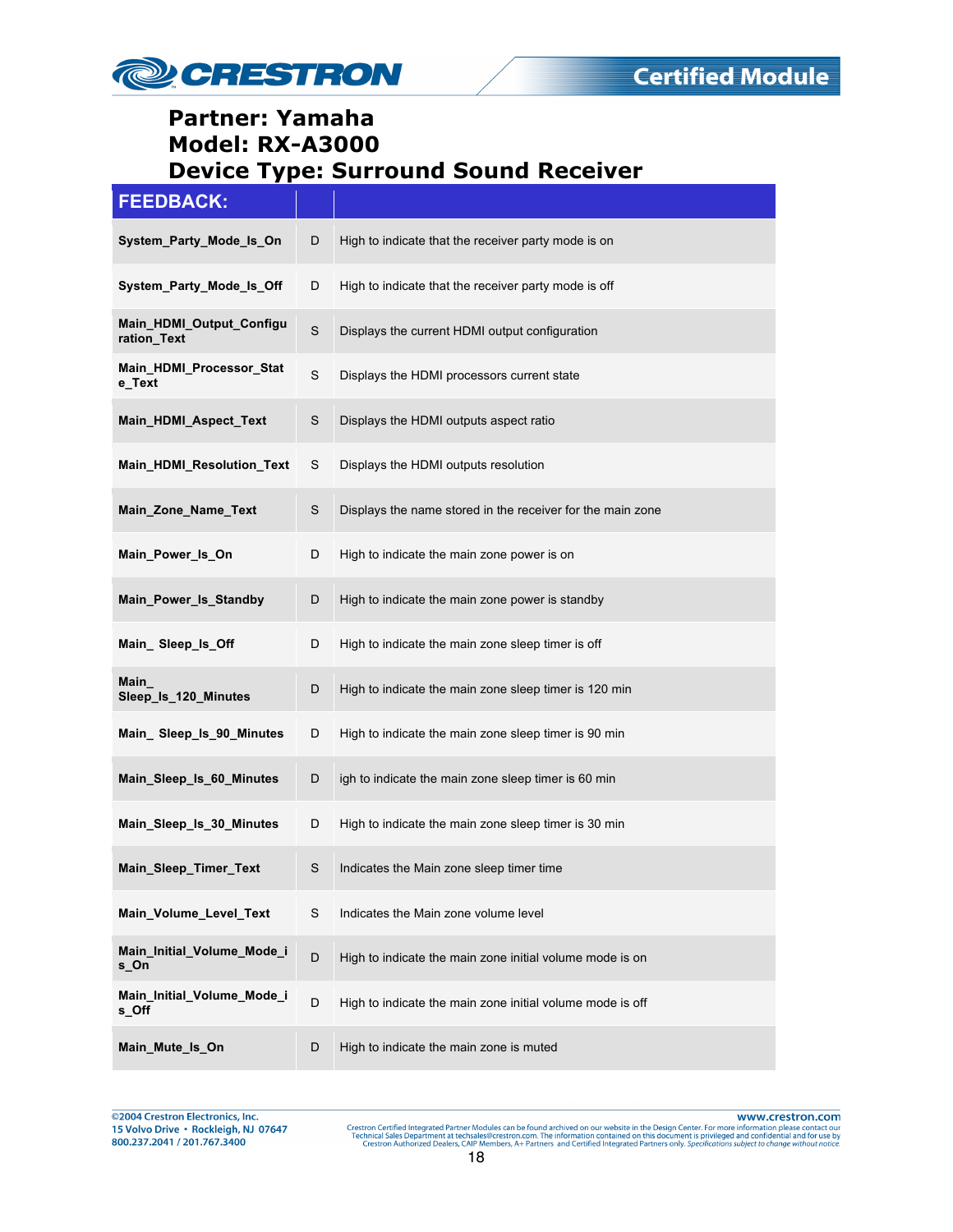# Partner: Yamaha
# Model: RX-A3000
# Device Type: Surround Sound Receiver

| FEEDBACK: | | |
|---|---|---|
| **System_Party_Mode_Is_On** | D | High to indicate that the receiver party mode is on |
| **System_Party_Mode_Is_Off** | D | High to indicate that the receiver party mode is off |
| **Main_HDMI_Output_Configuration_Text** | S | Displays the current HDMI output configuration |
| **Main_HDMI_Processor_State_Text** | S | Displays the HDMI processors current state |
| **Main_HDMI_Aspect_Text** | S | Displays the HDMI outputs aspect ratio |
| **Main_HDMI_Resolution_Text** | S | Displays the HDMI outputs resolution |
| **Main_Zone_Name_Text** | S | Displays the name stored in the receiver for the main zone |
| **Main_Power_Is_On** | D | High to indicate the main zone power is on |
| **Main_Power_Is_Standby** | D | High to indicate the main zone power is standby |
| **Main_ Sleep_Is_Off** | D | High to indicate the main zone sleep timer is off |
| **Main_ Sleep_Is_120_Minutes** | D | High to indicate the main zone sleep timer is 120 min |
| **Main_ Sleep_Is_90_Minutes** | D | High to indicate the main zone sleep timer is 90 min |
| **Main_Sleep_Is_60_Minutes** | D | igh to indicate the main zone sleep timer is 60 min |
| **Main_Sleep_Is_30_Minutes** | D | High to indicate the main zone sleep timer is 30 min |
| **Main_Sleep_Timer_Text** | S | Indicates the Main zone sleep timer time |
| **Main_Volume_Level_Text** | S | Indicates the Main zone volume level |
| **Main_Initial_Volume_Mode_is_On** | D | High to indicate the main zone initial volume mode is on |
| **Main_Initial_Volume_Mode_is_Off** | D | High to indicate the main zone initial volume mode is off |
| **Main_Mute_Is_On** | D | High to indicate the main zone is muted |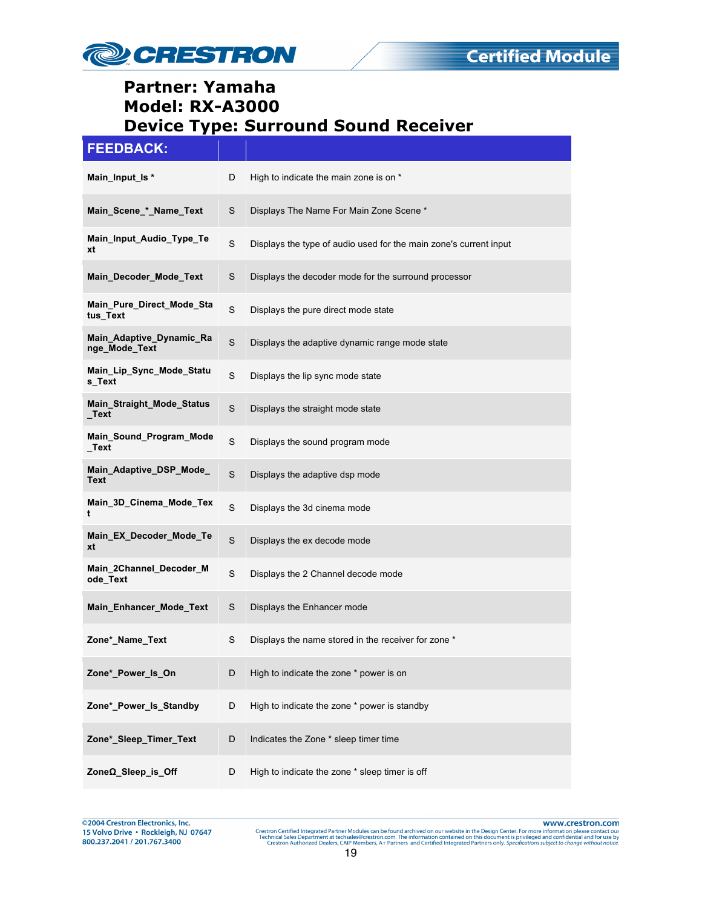# Partner: Yamaha
# Model: RX-A3000
# Device Type: Surround Sound Receiver

| FEEDBACK: | | |
|---|---|---|
| **Main_Input_Is *** | D | High to indicate the main zone is on * |
| **Main_Scene_*_Name_Text** | S | Displays The Name For Main Zone Scene * |
| **Main_Input_Audio_Type_Text** | S | Displays the type of audio used for the main zone's current input |
| **Main_Decoder_Mode_Text** | S | Displays the decoder mode for the surround processor |
| **Main_Pure_Direct_Mode_Status_Text** | S | Displays the pure direct mode state |
| **Main_Adaptive_Dynamic_Range_Mode_Text** | S | Displays the adaptive dynamic range mode state |
| **Main_Lip_Sync_Mode_Status_Text** | S | Displays the lip sync mode state |
| **Main_Straight_Mode_Status_Text** | S | Displays the straight mode state |
| **Main_Sound_Program_Mode_Text** | S | Displays the sound program mode |
| **Main_Adaptive_DSP_Mode_Text** | S | Displays the adaptive dsp mode |
| **Main_3D_Cinema_Mode_Text** | S | Displays the 3d cinema mode |
| **Main_EX_Decoder_Mode_Text** | S | Displays the ex decode mode |
| **Main_2Channel_Decoder_Mode_Text** | S | Displays the 2 Channel decode mode |
| **Main_Enhancer_Mode_Text** | S | Displays the Enhancer mode |
| **Zone*_Name_Text** | S | Displays the name stored in the receiver for zone * |
| **Zone*_Power_Is_On** | D | High to indicate the zone * power is on |
| **Zone*_Power_Is_Standby** | D | High to indicate the zone * power is standby |
| **Zone*_Sleep_Timer_Text** | D | Indicates the Zone * sleep timer time |
| **ZoneΩ_Sleep_is_Off** | D | High to indicate the zone * sleep timer is off |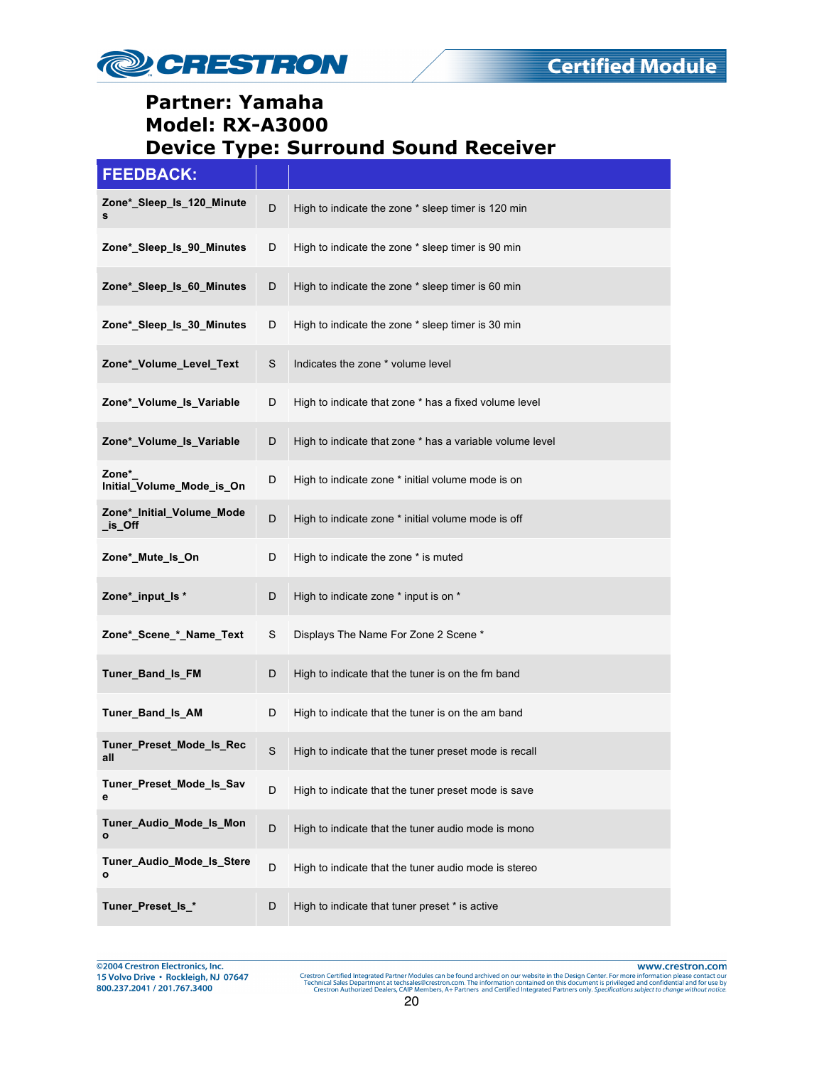# Partner: Yamaha
# Model: RX-A3000
# Device Type: Surround Sound Receiver

| FEEDBACK: | | |
|---|---|---|
| Zone*_Sleep_Is_120_Minutes | D | High to indicate the zone * sleep timer is 120 min |
| Zone*_Sleep_Is_90_Minutes | D | High to indicate the zone * sleep timer is 90 min |
| Zone*_Sleep_Is_60_Minutes | D | High to indicate the zone * sleep timer is 60 min |
| Zone*_Sleep_Is_30_Minutes | D | High to indicate the zone * sleep timer is 30 min |
| Zone*_Volume_Level_Text | S | Indicates the zone * volume level |
| Zone*_Volume_Is_Variable | D | High to indicate that zone * has a fixed volume level |
| Zone*_Volume_Is_Variable | D | High to indicate that zone * has a variable volume level |
| Zone*_Initial_Volume_Mode_is_On | D | High to indicate zone * initial volume mode is on |
| Zone*_Initial_Volume_Mode_is_Off | D | High to indicate zone * initial volume mode is off |
| Zone*_Mute_Is_On | D | High to indicate the zone * is muted |
| Zone*_input_Is * | D | High to indicate zone * input is on * |
| Zone*_Scene_*_Name_Text | S | Displays The Name For Zone 2 Scene * |
| Tuner_Band_Is_FM | D | High to indicate that the tuner is on the fm band |
| Tuner_Band_Is_AM | D | High to indicate that the tuner is on the am band |
| Tuner_Preset_Mode_Is_Recall | S | High to indicate that the tuner preset mode is recall |
| Tuner_Preset_Mode_Is_Save | D | High to indicate that the tuner preset mode is save |
| Tuner_Audio_Mode_Is_Mono | D | High to indicate that the tuner audio mode is mono |
| Tuner_Audio_Mode_Is_Stereo | D | High to indicate that the tuner audio mode is stereo |
| Tuner_Preset_Is_* | D | High to indicate that tuner preset * is active |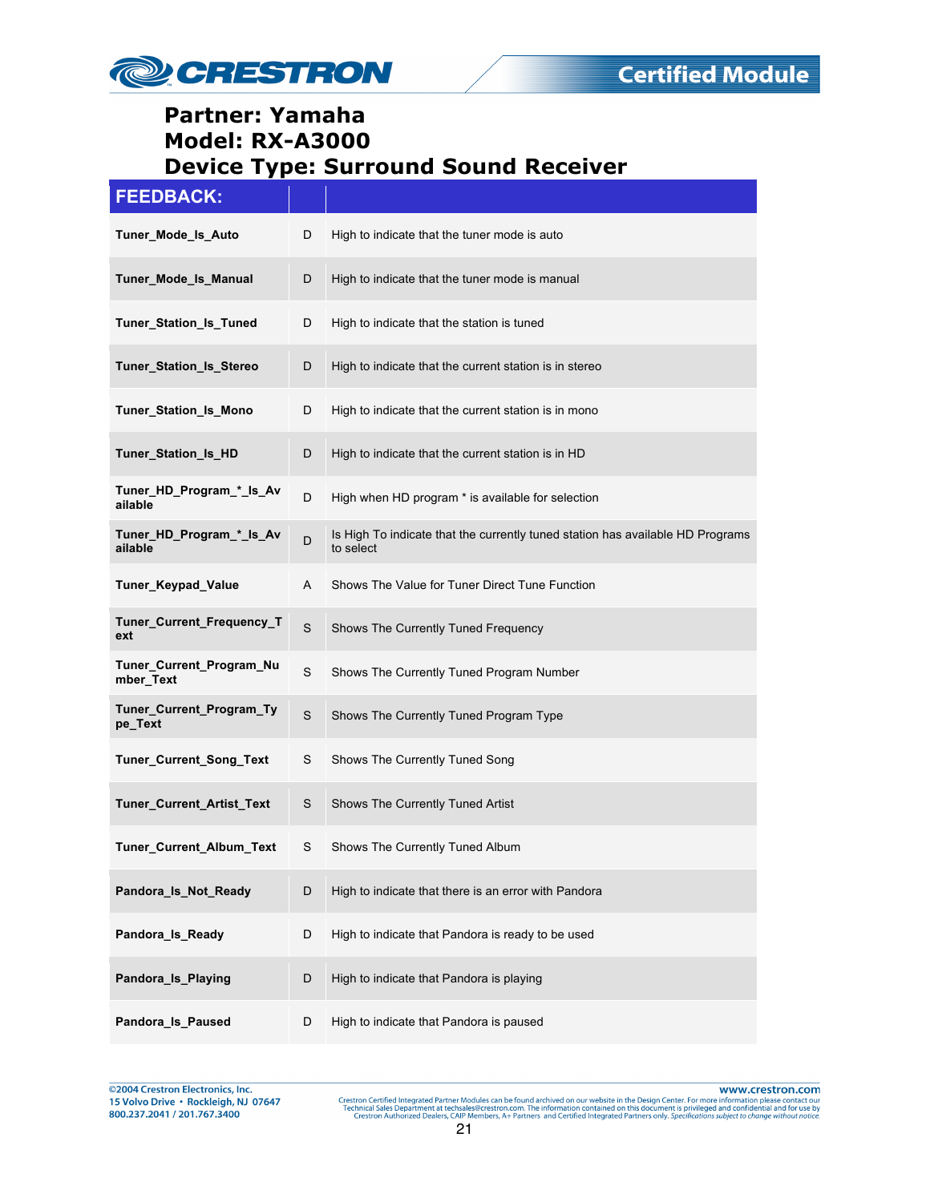# Partner: Yamaha
# Model: RX-A3000
# Device Type: Surround Sound Receiver

| FEEDBACK: | | |
|---|---|---|
| **Tuner_Mode_Is_Auto** | D | High to indicate that the tuner mode is auto |
| **Tuner_Mode_Is_Manual** | D | High to indicate that the tuner mode is manual |
| **Tuner_Station_Is_Tuned** | D | High to indicate that the station is tuned |
| **Tuner_Station_Is_Stereo** | D | High to indicate that the current station is in stereo |
| **Tuner_Station_Is_Mono** | D | High to indicate that the current station is in mono |
| **Tuner_Station_Is_HD** | D | High to indicate that the current station is in HD |
| **Tuner_HD_Program_*_Is_Available** | D | High when HD program * is available for selection |
| **Tuner_HD_Program_*_Is_Available** | D | Is High To indicate that the currently tuned station has available HD Programs to select |
| **Tuner_Keypad_Value** | A | Shows The Value for Tuner Direct Tune Function |
| **Tuner_Current_Frequency_Text** | S | Shows The Currently Tuned Frequency |
| **Tuner_Current_Program_Number_Text** | S | Shows The Currently Tuned Program Number |
| **Tuner_Current_Program_Type_Text** | S | Shows The Currently Tuned Program Type |
| **Tuner_Current_Song_Text** | S | Shows The Currently Tuned Song |
| **Tuner_Current_Artist_Text** | S | Shows The Currently Tuned Artist |
| **Tuner_Current_Album_Text** | S | Shows The Currently Tuned Album |
| **Pandora_Is_Not_Ready** | D | High to indicate that there is an error with Pandora |
| **Pandora_Is_Ready** | D | High to indicate that Pandora is ready to be used |
| **Pandora_Is_Playing** | D | High to indicate that Pandora is playing |
| **Pandora_Is_Paused** | D | High to indicate that Pandora is paused |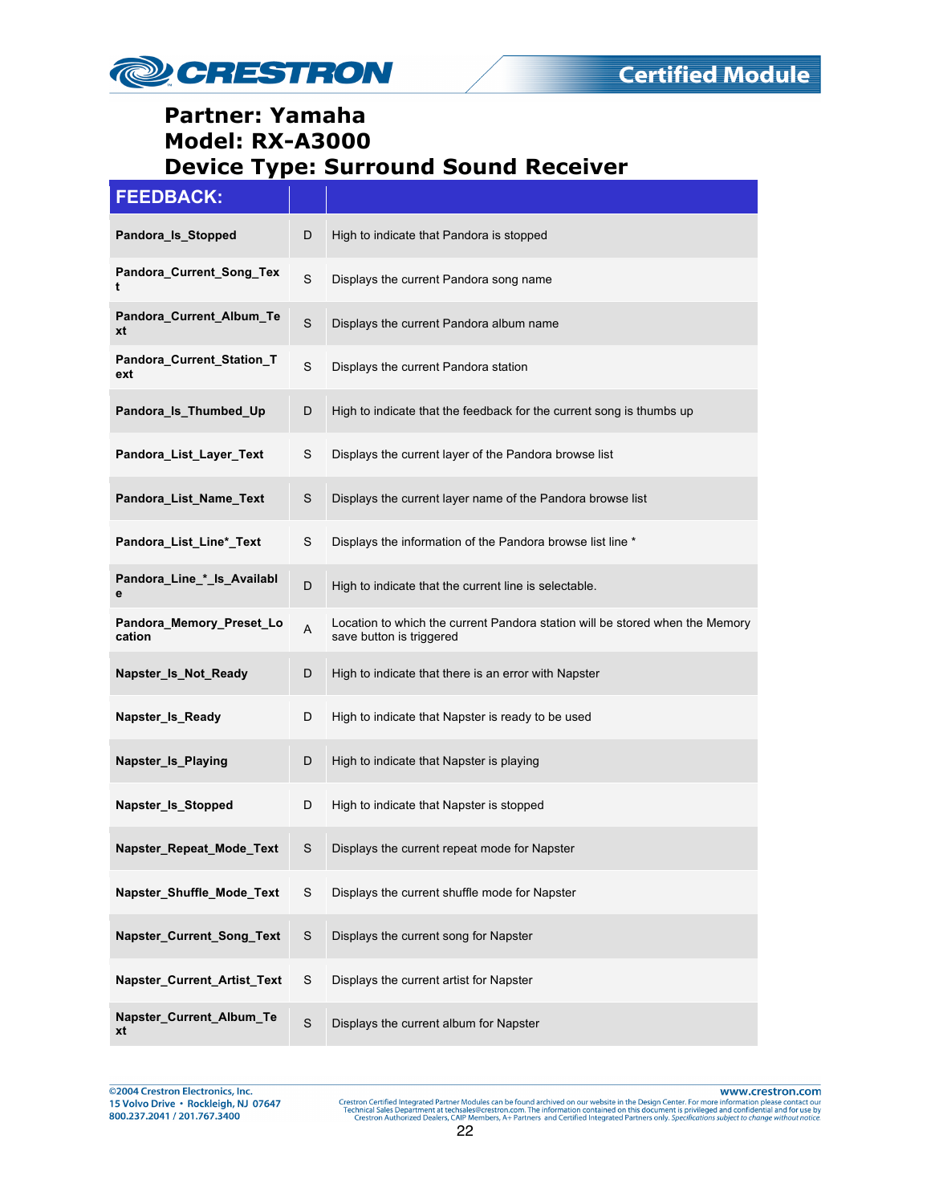**Partner: Yamaha**
**Model: RX-A3000**
**Device Type: Surround Sound Receiver**

| FEEDBACK: | | |
|---|---|---|
| **Pandora_Is_Stopped** | D | High to indicate that Pandora is stopped |
| **Pandora_Current_Song_Text** | S | Displays the current Pandora song name |
| **Pandora_Current_Album_Text** | S | Displays the current Pandora album name |
| **Pandora_Current_Station_Text** | S | Displays the current Pandora station |
| **Pandora_Is_Thumbed_Up** | D | High to indicate that the feedback for the current song is thumbs up |
| **Pandora_List_Layer_Text** | S | Displays the current layer of the Pandora browse list |
| **Pandora_List_Name_Text** | S | Displays the current layer name of the Pandora browse list |
| **Pandora_List_Line*_Text** | S | Displays the information of the Pandora browse list line * |
| **Pandora_Line_*_Is_Available** | D | High to indicate that the current line is selectable. |
| **Pandora_Memory_Preset_Location** | A | Location to which the current Pandora station will be stored when the Memory save button is triggered |
| **Napster_Is_Not_Ready** | D | High to indicate that there is an error with Napster |
| **Napster_Is_Ready** | D | High to indicate that Napster is ready to be used |
| **Napster_Is_Playing** | D | High to indicate that Napster is playing |
| **Napster_Is_Stopped** | D | High to indicate that Napster is stopped |
| **Napster_Repeat_Mode_Text** | S | Displays the current repeat mode for Napster |
| **Napster_Shuffle_Mode_Text** | S | Displays the current shuffle mode for Napster |
| **Napster_Current_Song_Text** | S | Displays the current song for Napster |
| **Napster_Current_Artist_Text** | S | Displays the current artist for Napster |
| **Napster_Current_Album_Text** | S | Displays the current album for Napster |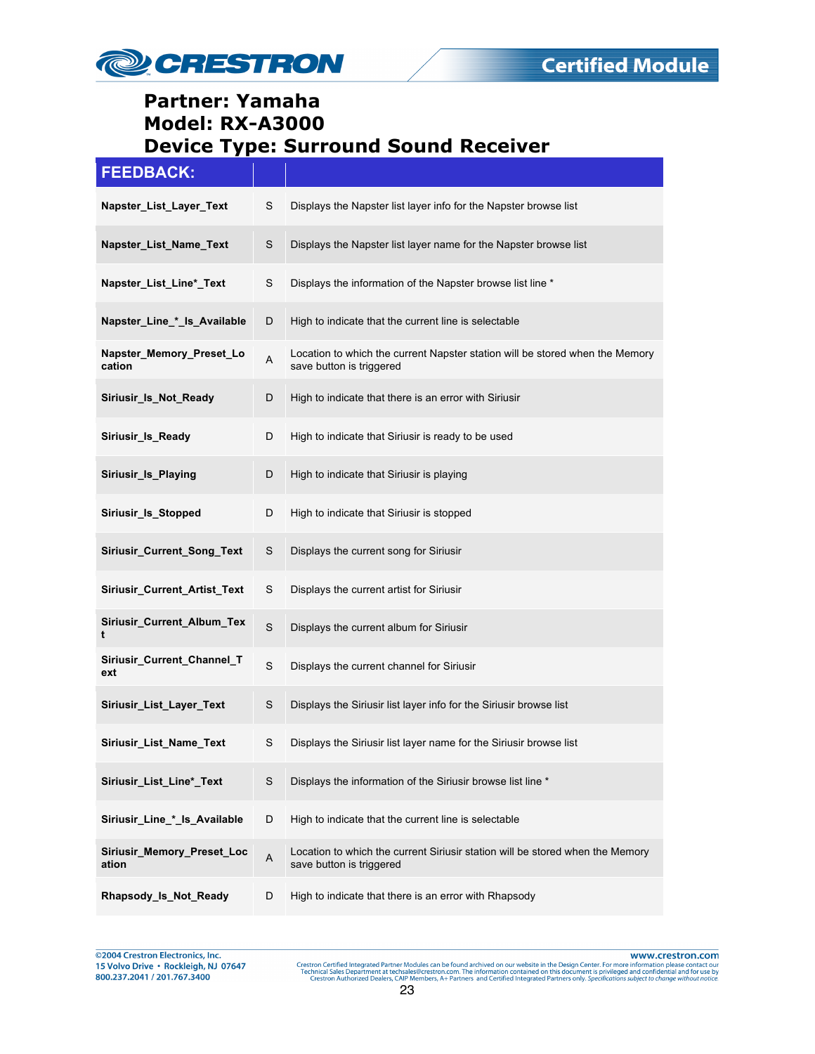# Partner: Yamaha
# Model: RX-A3000
# Device Type: Surround Sound Receiver

| FEEDBACK: | | |
|---|---|---|
| **Napster_List_Layer_Text** | S | Displays the Napster list layer info for the Napster browse list |
| **Napster_List_Name_Text** | S | Displays the Napster list layer name for the Napster browse list |
| **Napster_List_Line*_Text** | S | Displays the information of the Napster browse list line * |
| **Napster_Line_*_Is_Available** | D | High to indicate that the current line is selectable |
| **Napster_Memory_Preset_Location** | A | Location to which the current Napster station will be stored when the Memory save button is triggered |
| **Siriusir_Is_Not_Ready** | D | High to indicate that there is an error with Siriusir |
| **Siriusir_Is_Ready** | D | High to indicate that Siriusir is ready to be used |
| **Siriusir_Is_Playing** | D | High to indicate that Siriusir is playing |
| **Siriusir_Is_Stopped** | D | High to indicate that Siriusir is stopped |
| **Siriusir_Current_Song_Text** | S | Displays the current song for Siriusir |
| **Siriusir_Current_Artist_Text** | S | Displays the current artist for Siriusir |
| **Siriusir_Current_Album_Text** | S | Displays the current album for Siriusir |
| **Siriusir_Current_Channel_Text** | S | Displays the current channel for Siriusir |
| **Siriusir_List_Layer_Text** | S | Displays the Siriusir list layer info for the Siriusir browse list |
| **Siriusir_List_Name_Text** | S | Displays the Siriusir list layer name for the Siriusir browse list |
| **Siriusir_List_Line*_Text** | S | Displays the information of the Siriusir browse list line * |
| **Siriusir_Line_*_Is_Available** | D | High to indicate that the current line is selectable |
| **Siriusir_Memory_Preset_Location** | A | Location to which the current Siriusir station will be stored when the Memory save button is triggered |
| **Rhapsody_Is_Not_Ready** | D | High to indicate that there is an error with Rhapsody |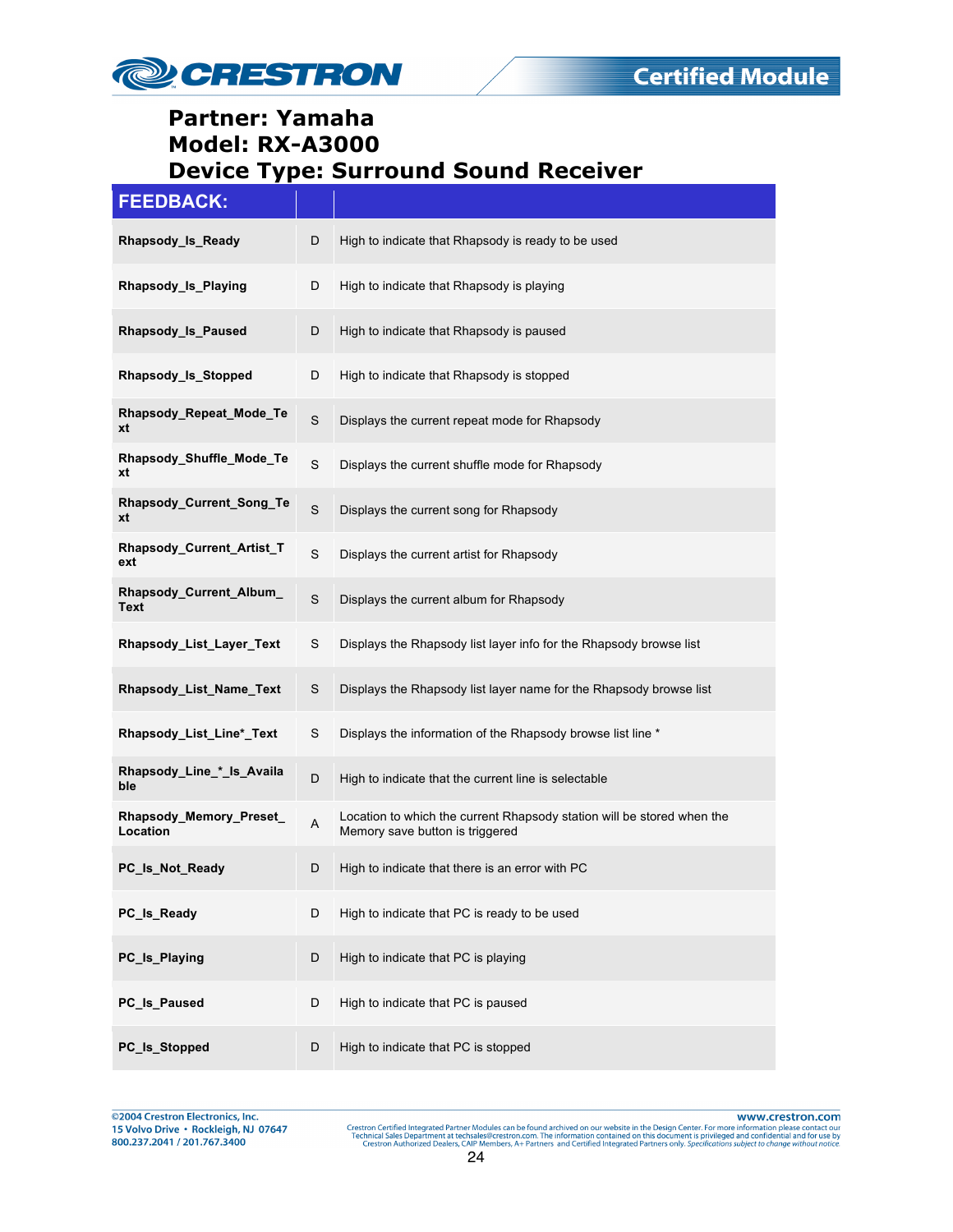**Partner: Yamaha**
**Model: RX-A3000**
**Device Type: Surround Sound Receiver**

| FEEDBACK: | | |
|---|---|---|
| **Rhapsody_Is_Ready** | D | High to indicate that Rhapsody is ready to be used |
| **Rhapsody_Is_Playing** | D | High to indicate that Rhapsody is playing |
| **Rhapsody_Is_Paused** | D | High to indicate that Rhapsody is paused |
| **Rhapsody_Is_Stopped** | D | High to indicate that Rhapsody is stopped |
| **Rhapsody_Repeat_Mode_Text** | S | Displays the current repeat mode for Rhapsody |
| **Rhapsody_Shuffle_Mode_Text** | S | Displays the current shuffle mode for Rhapsody |
| **Rhapsody_Current_Song_Text** | S | Displays the current song for Rhapsody |
| **Rhapsody_Current_Artist_Text** | S | Displays the current artist for Rhapsody |
| **Rhapsody_Current_Album_Text** | S | Displays the current album for Rhapsody |
| **Rhapsody_List_Layer_Text** | S | Displays the Rhapsody list layer info for the Rhapsody browse list |
| **Rhapsody_List_Name_Text** | S | Displays the Rhapsody list layer name for the Rhapsody browse list |
| **Rhapsody_List_Line*_Text** | S | Displays the information of the Rhapsody browse list line * |
| **Rhapsody_Line_*_Is_Available** | D | High to indicate that the current line is selectable |
| **Rhapsody_Memory_Preset_Location** | A | Location to which the current Rhapsody station will be stored when the Memory save button is triggered |
| **PC_Is_Not_Ready** | D | High to indicate that there is an error with PC |
| **PC_Is_Ready** | D | High to indicate that PC is ready to be used |
| **PC_Is_Playing** | D | High to indicate that PC is playing |
| **PC_Is_Paused** | D | High to indicate that PC is paused |
| **PC_Is_Stopped** | D | High to indicate that PC is stopped |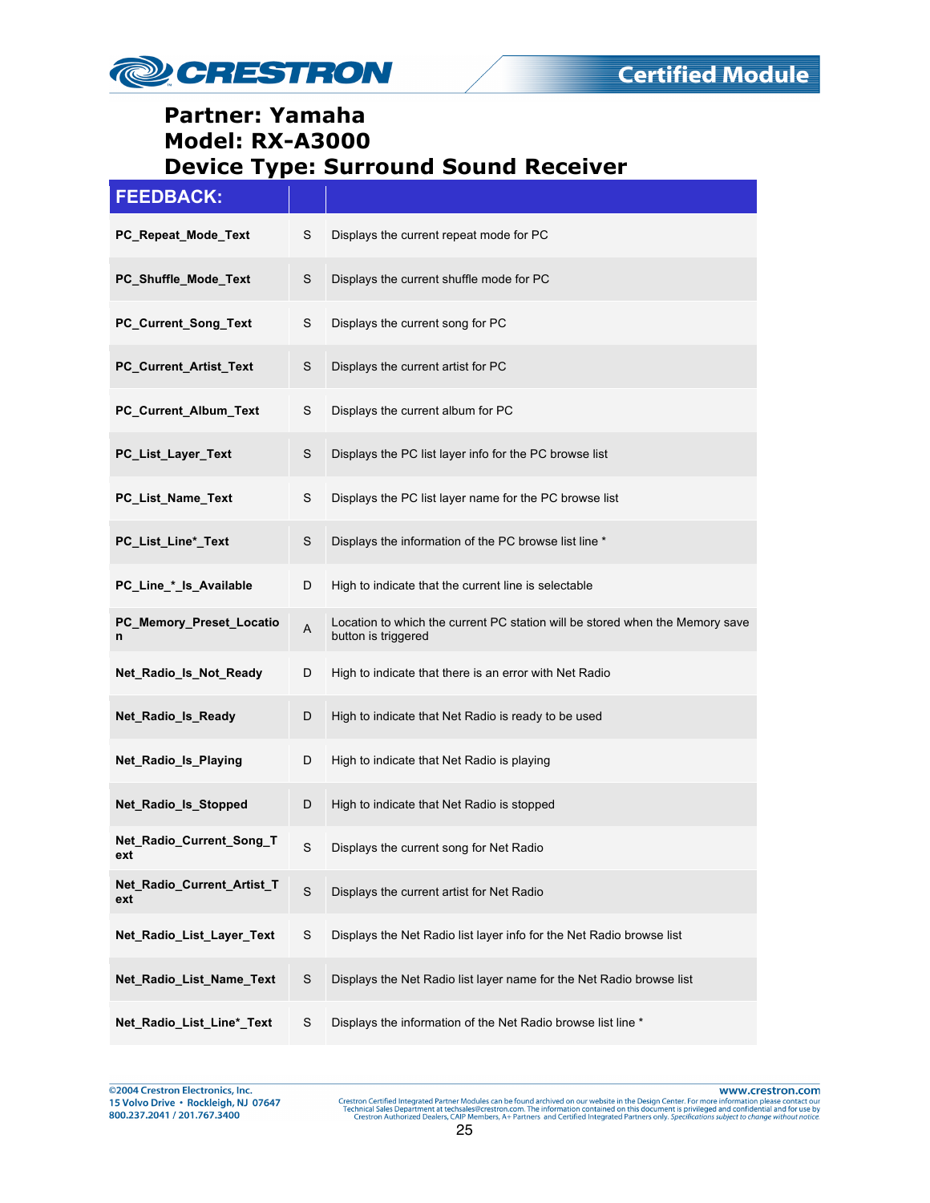# Partner: Yamaha
# Model: RX-A3000
# Device Type: Surround Sound Receiver

| FEEDBACK: | | |
|---|---|---|
| **PC_Repeat_Mode_Text** | S | Displays the current repeat mode for PC |
| **PC_Shuffle_Mode_Text** | S | Displays the current shuffle mode for PC |
| **PC_Current_Song_Text** | S | Displays the current song for PC |
| **PC_Current_Artist_Text** | S | Displays the current artist for PC |
| **PC_Current_Album_Text** | S | Displays the current album for PC |
| **PC_List_Layer_Text** | S | Displays the PC list layer info for the PC browse list |
| **PC_List_Name_Text** | S | Displays the PC list layer name for the PC browse list |
| **PC_List_Line*_Text** | S | Displays the information of the PC browse list line * |
| **PC_Line_*_Is_Available** | D | High to indicate that the current line is selectable |
| **PC_Memory_Preset_Location** | A | Location to which the current PC station will be stored when the Memory save button is triggered |
| **Net_Radio_Is_Not_Ready** | D | High to indicate that there is an error with Net Radio |
| **Net_Radio_Is_Ready** | D | High to indicate that Net Radio is ready to be used |
| **Net_Radio_Is_Playing** | D | High to indicate that Net Radio is playing |
| **Net_Radio_Is_Stopped** | D | High to indicate that Net Radio is stopped |
| **Net_Radio_Current_Song_Text** | S | Displays the current song for Net Radio |
| **Net_Radio_Current_Artist_Text** | S | Displays the current artist for Net Radio |
| **Net_Radio_List_Layer_Text** | S | Displays the Net Radio list layer info for the Net Radio browse list |
| **Net_Radio_List_Name_Text** | S | Displays the Net Radio list layer name for the Net Radio browse list |
| **Net_Radio_List_Line*_Text** | S | Displays the information of the Net Radio browse list line * |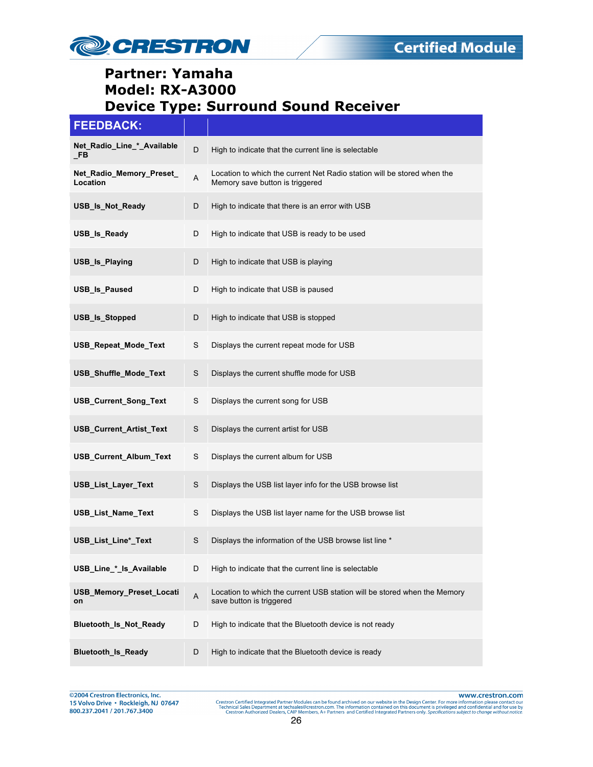## Partner: Yamaha
## Model: RX-A3000
## Device Type: Surround Sound Receiver

| FEEDBACK: | | |
|---|---|---|
| Net_Radio_Line_*_Available_FB | D | High to indicate that the current line is selectable |
| Net_Radio_Memory_Preset_Location | A | Location to which the current Net Radio station will be stored when the Memory save button is triggered |
| USB_Is_Not_Ready | D | High to indicate that there is an error with USB |
| USB_Is_Ready | D | High to indicate that USB is ready to be used |
| USB_Is_Playing | D | High to indicate that USB is playing |
| USB_Is_Paused | D | High to indicate that USB is paused |
| USB_Is_Stopped | D | High to indicate that USB is stopped |
| USB_Repeat_Mode_Text | S | Displays the current repeat mode for USB |
| USB_Shuffle_Mode_Text | S | Displays the current shuffle mode for USB |
| USB_Current_Song_Text | S | Displays the current song for USB |
| USB_Current_Artist_Text | S | Displays the current artist for USB |
| USB_Current_Album_Text | S | Displays the current album for USB |
| USB_List_Layer_Text | S | Displays the USB list layer info for the USB browse list |
| USB_List_Name_Text | S | Displays the USB list layer name for the USB browse list |
| USB_List_Line*_Text | S | Displays the information of the USB browse list line * |
| USB_Line_*_Is_Available | D | High to indicate that the current line is selectable |
| USB_Memory_Preset_Location | A | Location to which the current USB station will be stored when the Memory save button is triggered |
| Bluetooth_Is_Not_Ready | D | High to indicate that the Bluetooth device is not ready |
| Bluetooth_Is_Ready | D | High to indicate that the Bluetooth device is ready |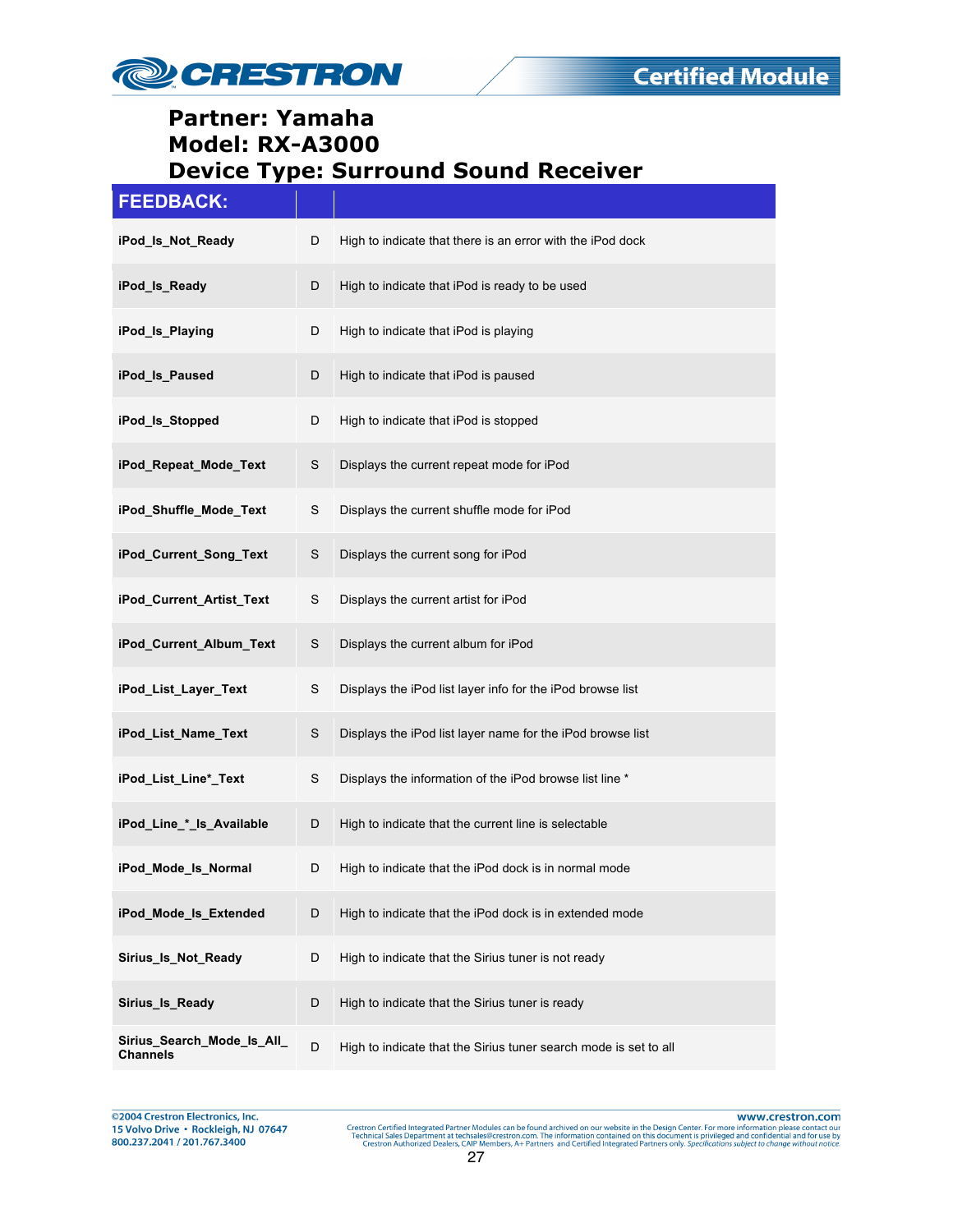**Partner: Yamaha**
**Model: RX-A3000**
**Device Type: Surround Sound Receiver**

| FEEDBACK: | | |
|---|---|---|
| **iPod_Is_Not_Ready** | D | High to indicate that there is an error with the iPod dock |
| **iPod_Is_Ready** | D | High to indicate that iPod is ready to be used |
| **iPod_Is_Playing** | D | High to indicate that iPod is playing |
| **iPod_Is_Paused** | D | High to indicate that iPod is paused |
| **iPod_Is_Stopped** | D | High to indicate that iPod is stopped |
| **iPod_Repeat_Mode_Text** | S | Displays the current repeat mode for iPod |
| **iPod_Shuffle_Mode_Text** | S | Displays the current shuffle mode for iPod |
| **iPod_Current_Song_Text** | S | Displays the current song for iPod |
| **iPod_Current_Artist_Text** | S | Displays the current artist for iPod |
| **iPod_Current_Album_Text** | S | Displays the current album for iPod |
| **iPod_List_Layer_Text** | S | Displays the iPod list layer info for the iPod browse list |
| **iPod_List_Name_Text** | S | Displays the iPod list layer name for the iPod browse list |
| **iPod_List_Line*_Text** | S | Displays the information of the iPod browse list line * |
| **iPod_Line_*_Is_Available** | D | High to indicate that the current line is selectable |
| **iPod_Mode_Is_Normal** | D | High to indicate that the iPod dock is in normal mode |
| **iPod_Mode_Is_Extended** | D | High to indicate that the iPod dock is in extended mode |
| **Sirius_Is_Not_Ready** | D | High to indicate that the Sirius tuner is not ready |
| **Sirius_Is_Ready** | D | High to indicate that the Sirius tuner is ready |
| **Sirius_Search_Mode_Is_All_Channels** | D | High to indicate that the Sirius tuner search mode is set to all |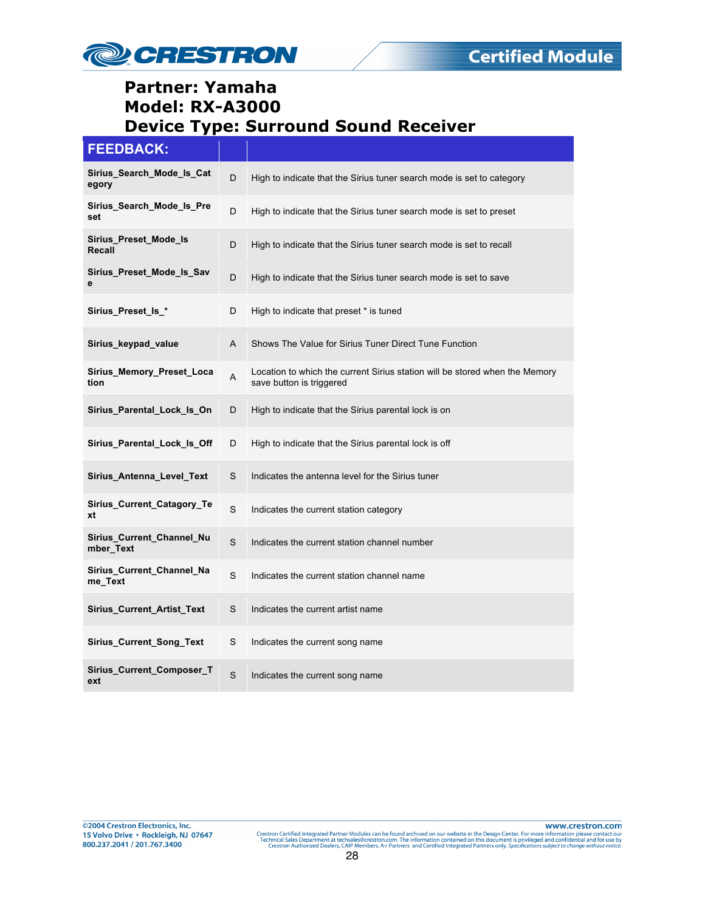**Partner: Yamaha**
**Model: RX-A3000**
**Device Type: Surround Sound Receiver**

| FEEDBACK: | | |
|---|---|---|
| **Sirius_Search_Mode_Is_Category** | D | High to indicate that the Sirius tuner search mode is set to category |
| **Sirius_Search_Mode_Is_Preset** | D | High to indicate that the Sirius tuner search mode is set to preset |
| **Sirius_Preset_Mode_Is Recall** | D | High to indicate that the Sirius tuner search mode is set to recall |
| **Sirius_Preset_Mode_Is_Save** | D | High to indicate that the Sirius tuner search mode is set to save |
| **Sirius_Preset_Is_*** | D | High to indicate that preset * is tuned |
| **Sirius_keypad_value** | A | Shows The Value for Sirius Tuner Direct Tune Function |
| **Sirius_Memory_Preset_Location** | A | Location to which the current Sirius station will be stored when the Memory save button is triggered |
| **Sirius_Parental_Lock_Is_On** | D | High to indicate that the Sirius parental lock is on |
| **Sirius_Parental_Lock_Is_Off** | D | High to indicate that the Sirius parental lock is off |
| **Sirius_Antenna_Level_Text** | S | Indicates the antenna level for the Sirius tuner |
| **Sirius_Current_Catagory_Text** | S | Indicates the current station category |
| **Sirius_Current_Channel_Number_Text** | S | Indicates the current station channel number |
| **Sirius_Current_Channel_Name_Text** | S | Indicates the current station channel name |
| **Sirius_Current_Artist_Text** | S | Indicates the current artist name |
| **Sirius_Current_Song_Text** | S | Indicates the current song name |
| **Sirius_Current_Composer_Text** | S | Indicates the current song name |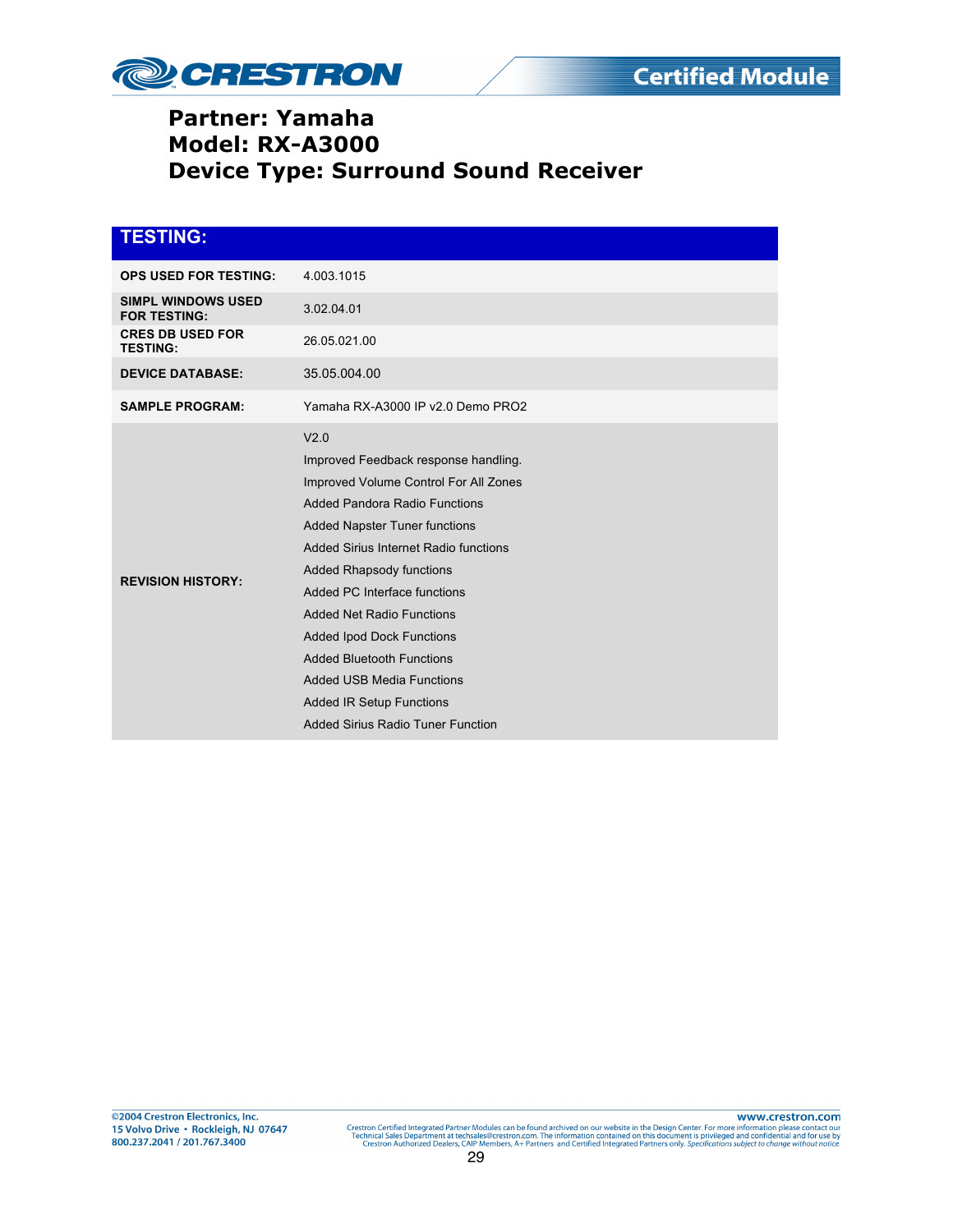**Partner: Yamaha**
**Model: RX-A3000**
**Device Type: Surround Sound Receiver**

## TESTING:

| | |
|---|---|
| **OPS USED FOR TESTING:** | 4.003.1015 |
| **SIMPL WINDOWS USED FOR TESTING:** | 3.02.04.01 |
| **CRES DB USED FOR TESTING:** | 26.05.021.00 |
| **DEVICE DATABASE:** | 35.05.004.00 |
| **SAMPLE PROGRAM:** | Yamaha RX-A3000 IP v2.0 Demo PRO2 |
| **REVISION HISTORY:** | V2.0<br>Improved Feedback response handling.<br>Improved Volume Control For All Zones<br>Added Pandora Radio Functions<br>Added Napster Tuner functions<br>Added Sirius Internet Radio functions<br>Added Rhapsody functions<br>Added PC Interface functions<br>Added Net Radio Functions<br>Added Ipod Dock Functions<br>Added Bluetooth Functions<br>Added USB Media Functions<br>Added IR Setup Functions<br>Added Sirius Radio Tuner Function |